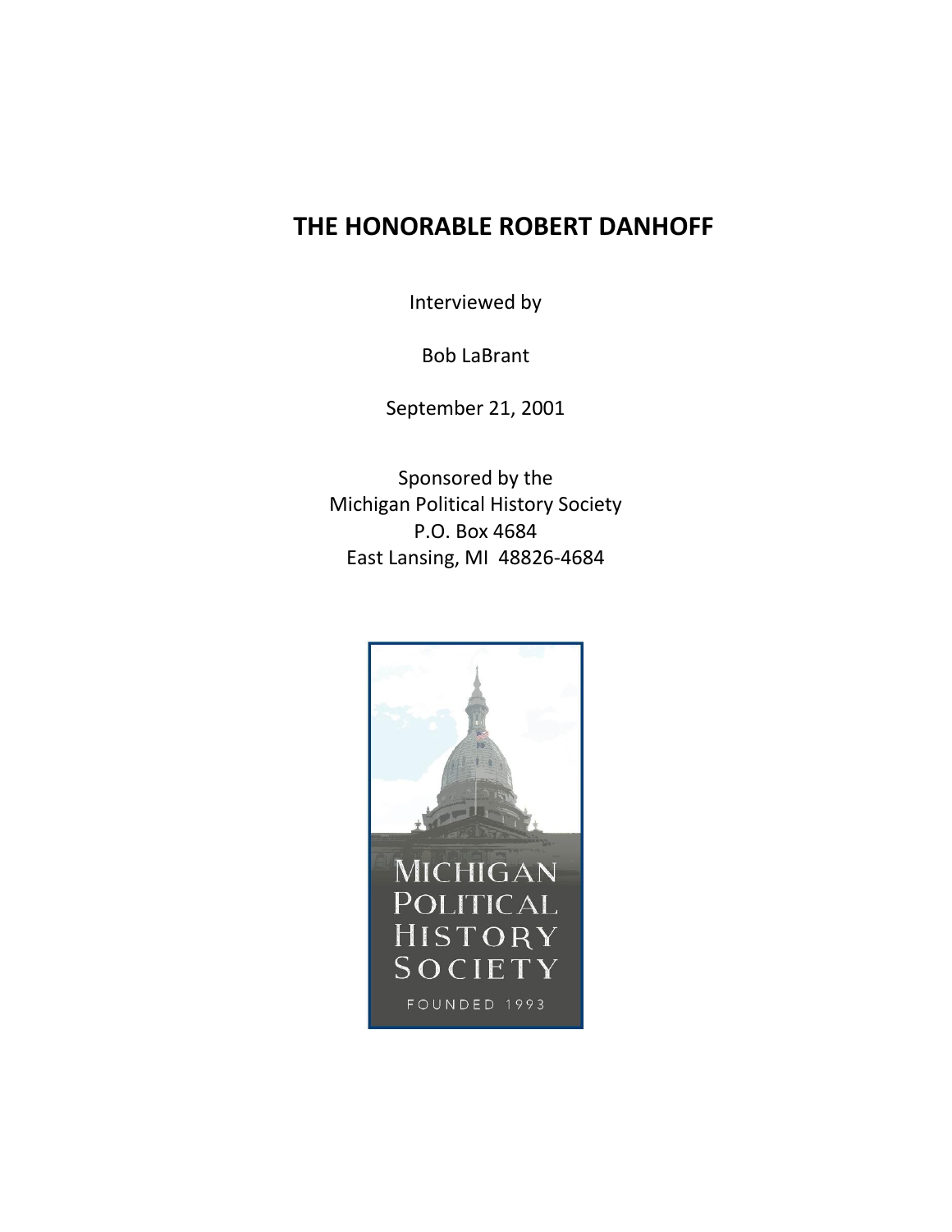# THE HONORABLE ROBERT DANHOFF

Interviewed by

Bob LaBrant

September 21, 2001

Sponsored by the
Michigan Political History Society
P.O. Box 4684
East Lansing, MI 48826-4684

MICHIGAN POLITICAL HISTORY SOCIETY

FOUNDED 1993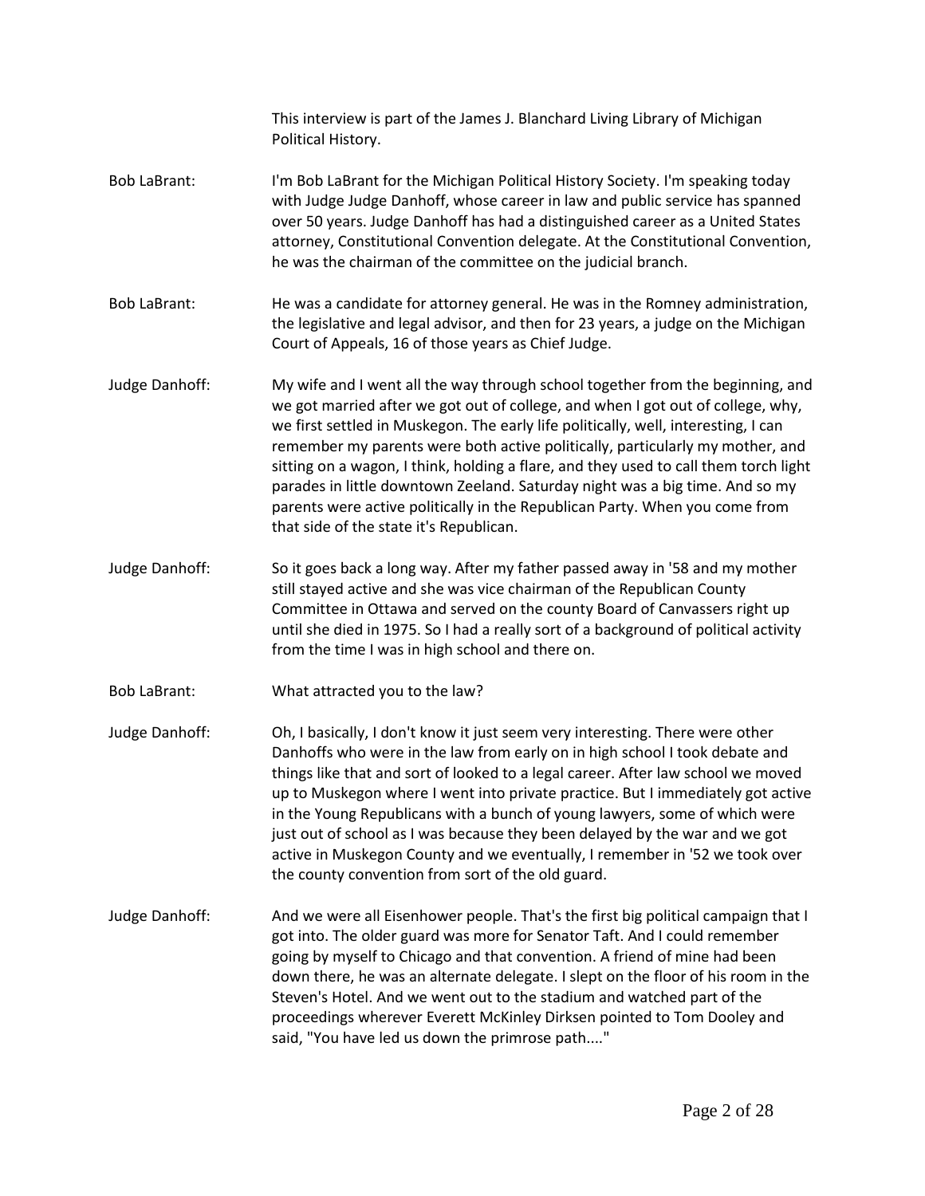This interview is part of the James J. Blanchard Living Library of Michigan Political History.

**Bob LaBrant:** I'm Bob LaBrant for the Michigan Political History Society. I'm speaking today with Judge Judge Danhoff, whose career in law and public service has spanned over 50 years. Judge Danhoff has had a distinguished career as a United States attorney, Constitutional Convention delegate. At the Constitutional Convention, he was the chairman of the committee on the judicial branch.

**Bob LaBrant:** He was a candidate for attorney general. He was in the Romney administration, the legislative and legal advisor, and then for 23 years, a judge on the Michigan Court of Appeals, 16 of those years as Chief Judge.

**Judge Danhoff:** My wife and I went all the way through school together from the beginning, and we got married after we got out of college, and when I got out of college, why, we first settled in Muskegon. The early life politically, well, interesting, I can remember my parents were both active politically, particularly my mother, and sitting on a wagon, I think, holding a flare, and they used to call them torch light parades in little downtown Zeeland. Saturday night was a big time. And so my parents were active politically in the Republican Party. When you come from that side of the state it's Republican.

**Judge Danhoff:** So it goes back a long way. After my father passed away in '58 and my mother still stayed active and she was vice chairman of the Republican County Committee in Ottawa and served on the county Board of Canvassers right up until she died in 1975. So I had a really sort of a background of political activity from the time I was in high school and there on.

**Bob LaBrant:** What attracted you to the law?

**Judge Danhoff:** Oh, I basically, I don't know it just seem very interesting. There were other Danhoffs who were in the law from early on in high school I took debate and things like that and sort of looked to a legal career. After law school we moved up to Muskegon where I went into private practice. But I immediately got active in the Young Republicans with a bunch of young lawyers, some of which were just out of school as I was because they been delayed by the war and we got active in Muskegon County and we eventually, I remember in '52 we took over the county convention from sort of the old guard.

**Judge Danhoff:** And we were all Eisenhower people. That's the first big political campaign that I got into. The older guard was more for Senator Taft. And I could remember going by myself to Chicago and that convention. A friend of mine had been down there, he was an alternate delegate. I slept on the floor of his room in the Steven's Hotel. And we went out to the stadium and watched part of the proceedings wherever Everett McKinley Dirksen pointed to Tom Dooley and said, "You have led us down the primrose path...."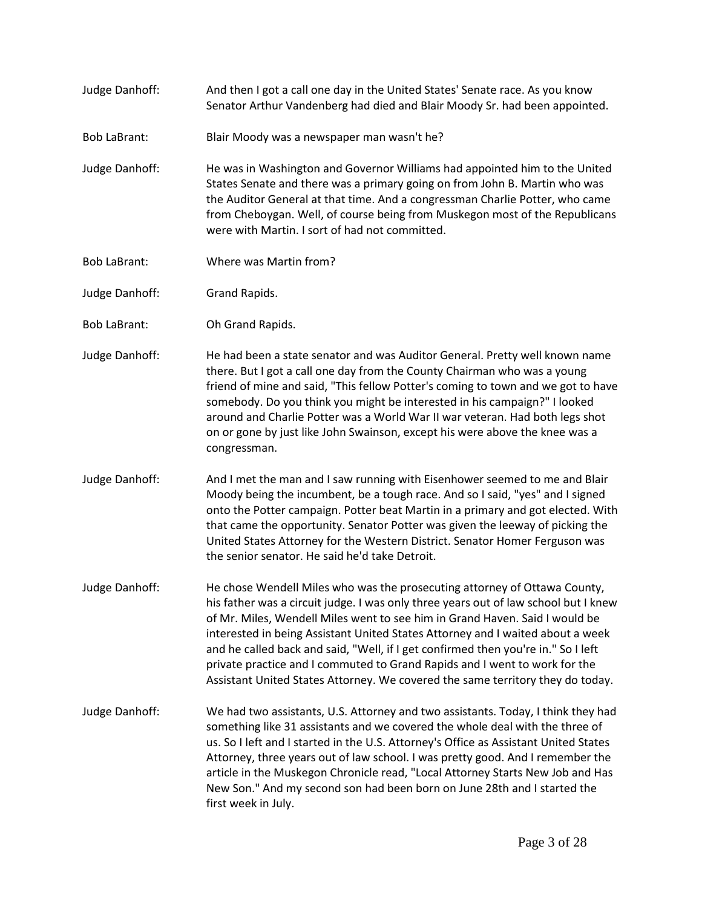Judge Danhoff: And then I got a call one day in the United States' Senate race. As you know Senator Arthur Vandenberg had died and Blair Moody Sr. had been appointed.

Bob LaBrant: Blair Moody was a newspaper man wasn't he?

Judge Danhoff: He was in Washington and Governor Williams had appointed him to the United States Senate and there was a primary going on from John B. Martin who was the Auditor General at that time. And a congressman Charlie Potter, who came from Cheboygan. Well, of course being from Muskegon most of the Republicans were with Martin. I sort of had not committed.

Bob LaBrant: Where was Martin from?

Judge Danhoff: Grand Rapids.

Bob LaBrant: Oh Grand Rapids.

Judge Danhoff: He had been a state senator and was Auditor General. Pretty well known name there. But I got a call one day from the County Chairman who was a young friend of mine and said, "This fellow Potter's coming to town and we got to have somebody. Do you think you might be interested in his campaign?" I looked around and Charlie Potter was a World War II war veteran. Had both legs shot on or gone by just like John Swainson, except his were above the knee was a congressman.

Judge Danhoff: And I met the man and I saw running with Eisenhower seemed to me and Blair Moody being the incumbent, be a tough race. And so I said, "yes" and I signed onto the Potter campaign. Potter beat Martin in a primary and got elected. With that came the opportunity. Senator Potter was given the leeway of picking the United States Attorney for the Western District. Senator Homer Ferguson was the senior senator. He said he'd take Detroit.

Judge Danhoff: He chose Wendell Miles who was the prosecuting attorney of Ottawa County, his father was a circuit judge. I was only three years out of law school but I knew of Mr. Miles, Wendell Miles went to see him in Grand Haven. Said I would be interested in being Assistant United States Attorney and I waited about a week and he called back and said, "Well, if I get confirmed then you're in." So I left private practice and I commuted to Grand Rapids and I went to work for the Assistant United States Attorney. We covered the same territory they do today.

Judge Danhoff: We had two assistants, U.S. Attorney and two assistants. Today, I think they had something like 31 assistants and we covered the whole deal with the three of us. So I left and I started in the U.S. Attorney's Office as Assistant United States Attorney, three years out of law school. I was pretty good. And I remember the article in the Muskegon Chronicle read, "Local Attorney Starts New Job and Has New Son." And my second son had been born on June 28th and I started the first week in July.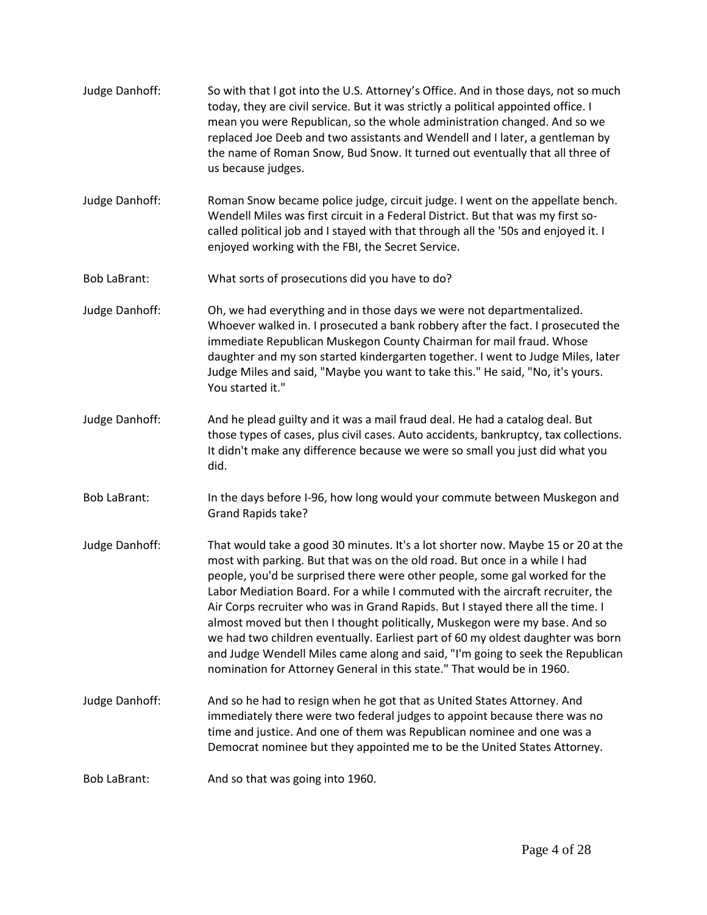Judge Danhoff: So with that I got into the U.S. Attorney's Office. And in those days, not so much today, they are civil service. But it was strictly a political appointed office. I mean you were Republican, so the whole administration changed. And so we replaced Joe Deeb and two assistants and Wendell and I later, a gentleman by the name of Roman Snow, Bud Snow. It turned out eventually that all three of us because judges.

Judge Danhoff: Roman Snow became police judge, circuit judge. I went on the appellate bench. Wendell Miles was first circuit in a Federal District. But that was my first so-called political job and I stayed with that through all the '50s and enjoyed it. I enjoyed working with the FBI, the Secret Service.

Bob LaBrant: What sorts of prosecutions did you have to do?

Judge Danhoff: Oh, we had everything and in those days we were not departmentalized. Whoever walked in. I prosecuted a bank robbery after the fact. I prosecuted the immediate Republican Muskegon County Chairman for mail fraud. Whose daughter and my son started kindergarten together. I went to Judge Miles, later Judge Miles and said, "Maybe you want to take this." He said, "No, it's yours. You started it."

Judge Danhoff: And he plead guilty and it was a mail fraud deal. He had a catalog deal. But those types of cases, plus civil cases. Auto accidents, bankruptcy, tax collections. It didn't make any difference because we were so small you just did what you did.

Bob LaBrant: In the days before I-96, how long would your commute between Muskegon and Grand Rapids take?

Judge Danhoff: That would take a good 30 minutes. It's a lot shorter now. Maybe 15 or 20 at the most with parking. But that was on the old road. But once in a while I had people, you'd be surprised there were other people, some gal worked for the Labor Mediation Board. For a while I commuted with the aircraft recruiter, the Air Corps recruiter who was in Grand Rapids. But I stayed there all the time. I almost moved but then I thought politically, Muskegon were my base. And so we had two children eventually. Earliest part of 60 my oldest daughter was born and Judge Wendell Miles came along and said, "I'm going to seek the Republican nomination for Attorney General in this state." That would be in 1960.

Judge Danhoff: And so he had to resign when he got that as United States Attorney. And immediately there were two federal judges to appoint because there was no time and justice. And one of them was Republican nominee and one was a Democrat nominee but they appointed me to be the United States Attorney.

Bob LaBrant: And so that was going into 1960.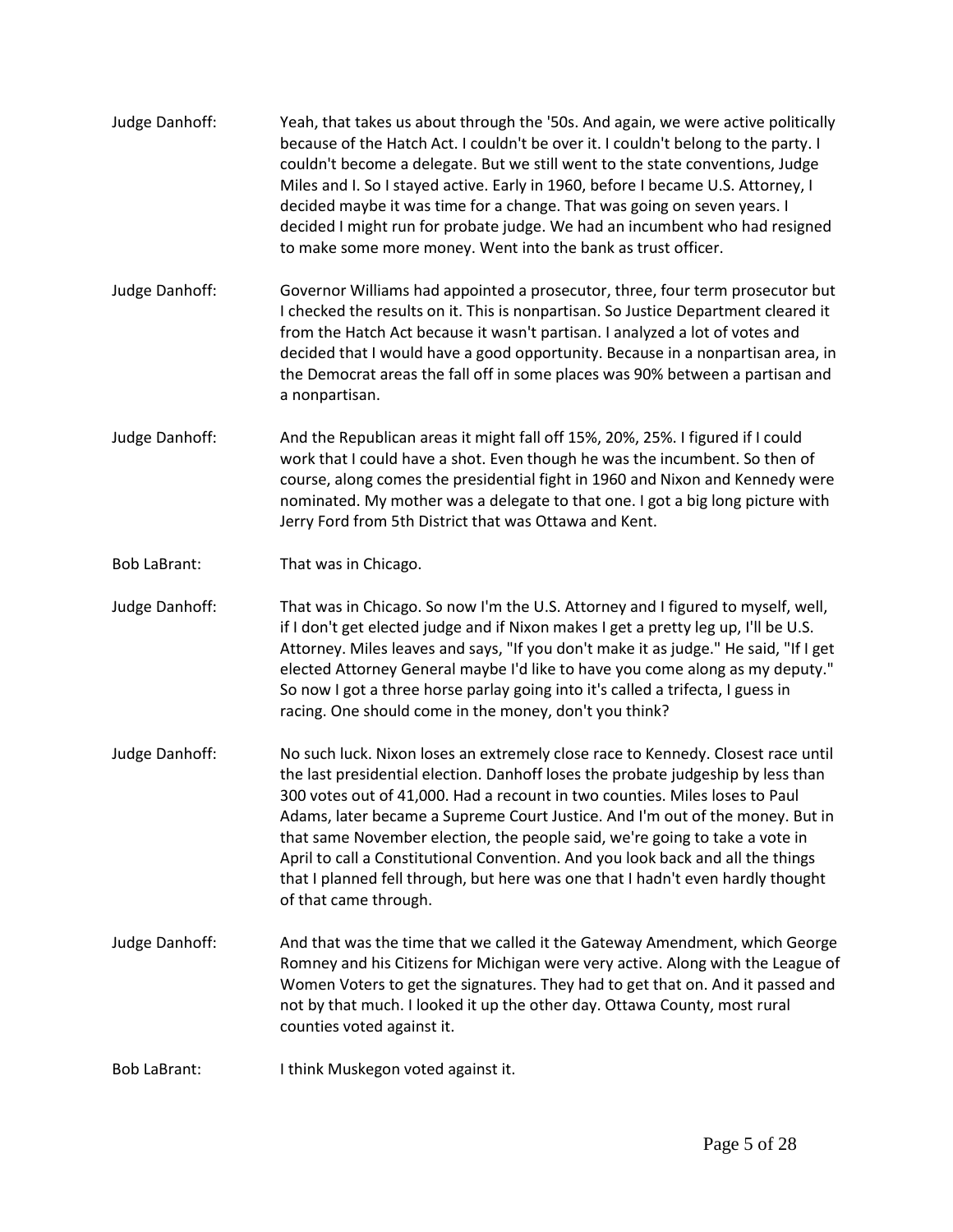Judge Danhoff: Yeah, that takes us about through the '50s. And again, we were active politically because of the Hatch Act. I couldn't be over it. I couldn't belong to the party. I couldn't become a delegate. But we still went to the state conventions, Judge Miles and I. So I stayed active. Early in 1960, before I became U.S. Attorney, I decided maybe it was time for a change. That was going on seven years. I decided I might run for probate judge. We had an incumbent who had resigned to make some more money. Went into the bank as trust officer.

Judge Danhoff: Governor Williams had appointed a prosecutor, three, four term prosecutor but I checked the results on it. This is nonpartisan. So Justice Department cleared it from the Hatch Act because it wasn't partisan. I analyzed a lot of votes and decided that I would have a good opportunity. Because in a nonpartisan area, in the Democrat areas the fall off in some places was 90% between a partisan and a nonpartisan.

Judge Danhoff: And the Republican areas it might fall off 15%, 20%, 25%. I figured if I could work that I could have a shot. Even though he was the incumbent. So then of course, along comes the presidential fight in 1960 and Nixon and Kennedy were nominated. My mother was a delegate to that one. I got a big long picture with Jerry Ford from 5th District that was Ottawa and Kent.

Bob LaBrant: That was in Chicago.

Judge Danhoff: That was in Chicago. So now I'm the U.S. Attorney and I figured to myself, well, if I don't get elected judge and if Nixon makes I get a pretty leg up, I'll be U.S. Attorney. Miles leaves and says, "If you don't make it as judge." He said, "If I get elected Attorney General maybe I'd like to have you come along as my deputy." So now I got a three horse parlay going into it's called a trifecta, I guess in racing. One should come in the money, don't you think?

Judge Danhoff: No such luck. Nixon loses an extremely close race to Kennedy. Closest race until the last presidential election. Danhoff loses the probate judgeship by less than 300 votes out of 41,000. Had a recount in two counties. Miles loses to Paul Adams, later became a Supreme Court Justice. And I'm out of the money. But in that same November election, the people said, we're going to take a vote in April to call a Constitutional Convention. And you look back and all the things that I planned fell through, but here was one that I hadn't even hardly thought of that came through.

Judge Danhoff: And that was the time that we called it the Gateway Amendment, which George Romney and his Citizens for Michigan were very active. Along with the League of Women Voters to get the signatures. They had to get that on. And it passed and not by that much. I looked it up the other day. Ottawa County, most rural counties voted against it.

Bob LaBrant: I think Muskegon voted against it.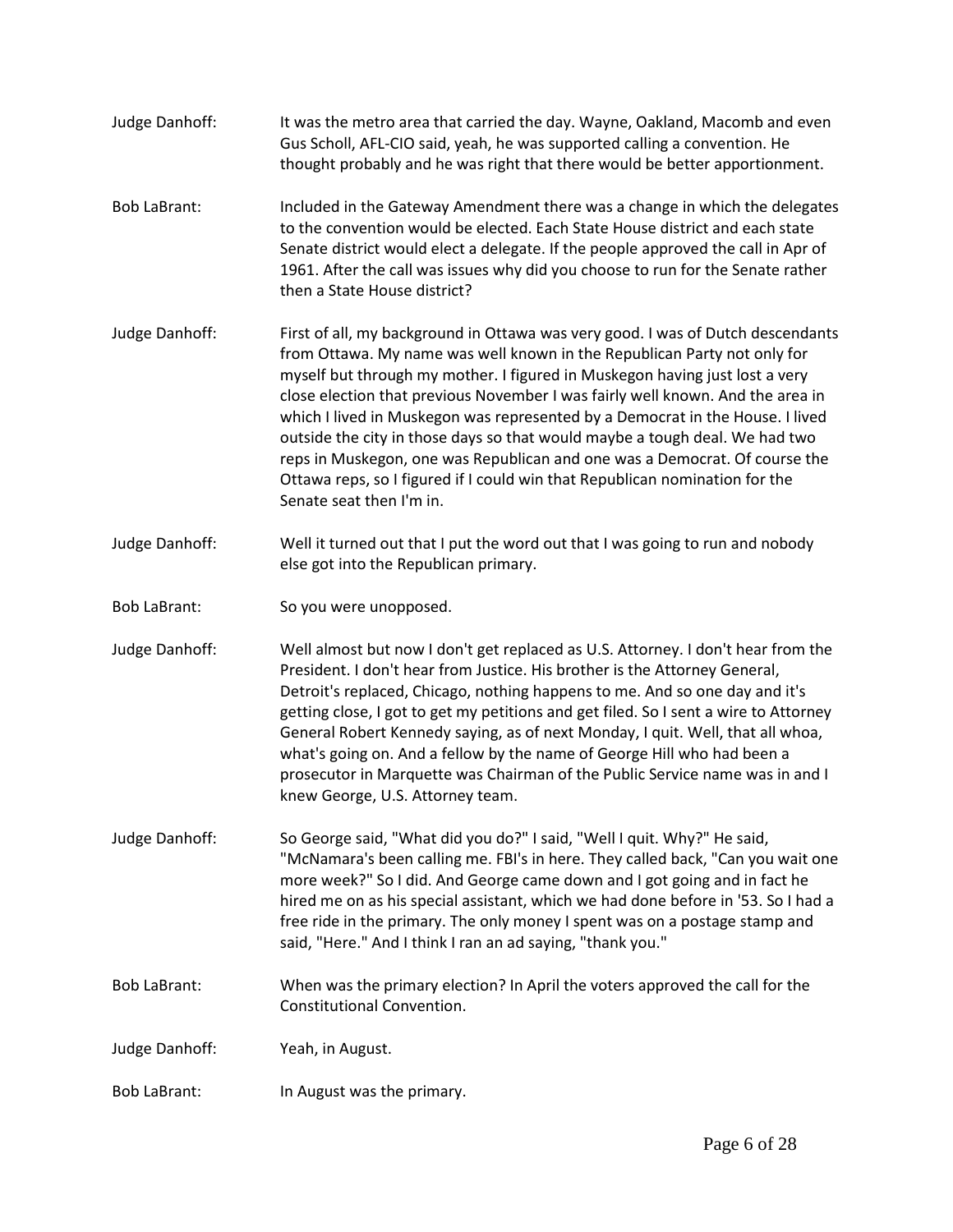Judge Danhoff: It was the metro area that carried the day. Wayne, Oakland, Macomb and even Gus Scholl, AFL-CIO said, yeah, he was supported calling a convention. He thought probably and he was right that there would be better apportionment.

Bob LaBrant: Included in the Gateway Amendment there was a change in which the delegates to the convention would be elected. Each State House district and each state Senate district would elect a delegate. If the people approved the call in Apr of 1961. After the call was issues why did you choose to run for the Senate rather then a State House district?

Judge Danhoff: First of all, my background in Ottawa was very good. I was of Dutch descendants from Ottawa. My name was well known in the Republican Party not only for myself but through my mother. I figured in Muskegon having just lost a very close election that previous November I was fairly well known. And the area in which I lived in Muskegon was represented by a Democrat in the House. I lived outside the city in those days so that would maybe a tough deal. We had two reps in Muskegon, one was Republican and one was a Democrat. Of course the Ottawa reps, so I figured if I could win that Republican nomination for the Senate seat then I'm in.

Judge Danhoff: Well it turned out that I put the word out that I was going to run and nobody else got into the Republican primary.

Bob LaBrant: So you were unopposed.

Judge Danhoff: Well almost but now I don't get replaced as U.S. Attorney. I don't hear from the President. I don't hear from Justice. His brother is the Attorney General, Detroit's replaced, Chicago, nothing happens to me. And so one day and it's getting close, I got to get my petitions and get filed. So I sent a wire to Attorney General Robert Kennedy saying, as of next Monday, I quit. Well, that all whoa, what's going on. And a fellow by the name of George Hill who had been a prosecutor in Marquette was Chairman of the Public Service name was in and I knew George, U.S. Attorney team.

Judge Danhoff: So George said, "What did you do?" I said, "Well I quit. Why?" He said, "McNamara's been calling me. FBI's in here. They called back, "Can you wait one more week?" So I did. And George came down and I got going and in fact he hired me on as his special assistant, which we had done before in '53. So I had a free ride in the primary. The only money I spent was on a postage stamp and said, "Here." And I think I ran an ad saying, "thank you."

Bob LaBrant: When was the primary election? In April the voters approved the call for the Constitutional Convention.

Judge Danhoff: Yeah, in August.

Bob LaBrant: In August was the primary.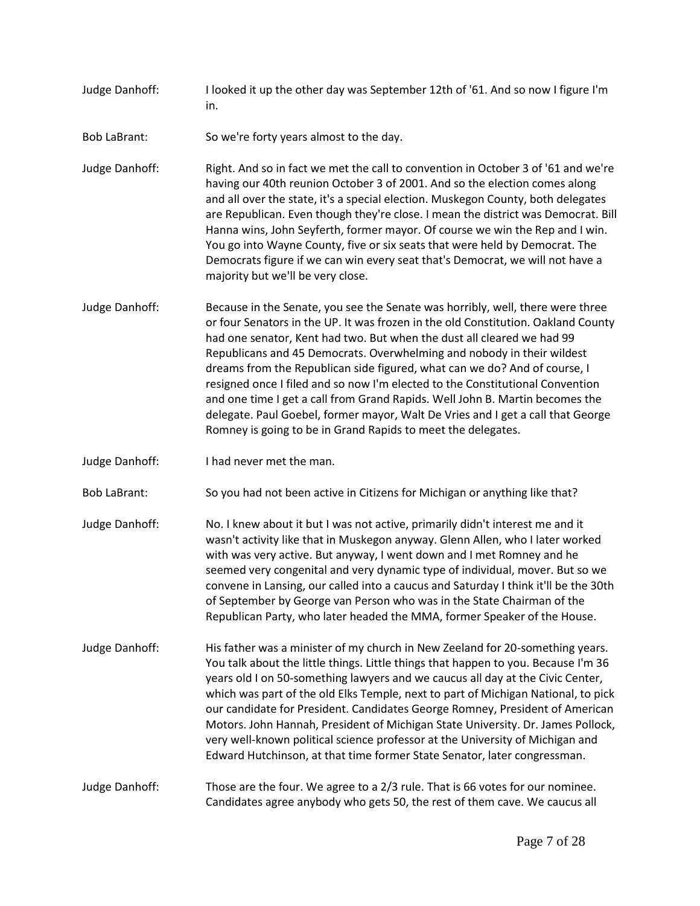Judge Danhoff: I looked it up the other day was September 12th of '61. And so now I figure I'm in.

Bob LaBrant: So we're forty years almost to the day.

Judge Danhoff: Right. And so in fact we met the call to convention in October 3 of '61 and we're having our 40th reunion October 3 of 2001. And so the election comes along and all over the state, it's a special election. Muskegon County, both delegates are Republican. Even though they're close. I mean the district was Democrat. Bill Hanna wins, John Seyferth, former mayor. Of course we win the Rep and I win. You go into Wayne County, five or six seats that were held by Democrat. The Democrats figure if we can win every seat that's Democrat, we will not have a majority but we'll be very close.

Judge Danhoff: Because in the Senate, you see the Senate was horribly, well, there were three or four Senators in the UP. It was frozen in the old Constitution. Oakland County had one senator, Kent had two. But when the dust all cleared we had 99 Republicans and 45 Democrats. Overwhelming and nobody in their wildest dreams from the Republican side figured, what can we do? And of course, I resigned once I filed and so now I'm elected to the Constitutional Convention and one time I get a call from Grand Rapids. Well John B. Martin becomes the delegate. Paul Goebel, former mayor, Walt De Vries and I get a call that George Romney is going to be in Grand Rapids to meet the delegates.

Judge Danhoff: I had never met the man.

Bob LaBrant: So you had not been active in Citizens for Michigan or anything like that?

Judge Danhoff: No. I knew about it but I was not active, primarily didn't interest me and it wasn't activity like that in Muskegon anyway. Glenn Allen, who I later worked with was very active. But anyway, I went down and I met Romney and he seemed very congenital and very dynamic type of individual, mover. But so we convene in Lansing, our called into a caucus and Saturday I think it'll be the 30th of September by George van Person who was in the State Chairman of the Republican Party, who later headed the MMA, former Speaker of the House.

Judge Danhoff: His father was a minister of my church in New Zeeland for 20-something years. You talk about the little things. Little things that happen to you. Because I'm 36 years old I on 50-something lawyers and we caucus all day at the Civic Center, which was part of the old Elks Temple, next to part of Michigan National, to pick our candidate for President. Candidates George Romney, President of American Motors. John Hannah, President of Michigan State University. Dr. James Pollock, very well-known political science professor at the University of Michigan and Edward Hutchinson, at that time former State Senator, later congressman.

Judge Danhoff: Those are the four. We agree to a 2/3 rule. That is 66 votes for our nominee. Candidates agree anybody who gets 50, the rest of them cave. We caucus all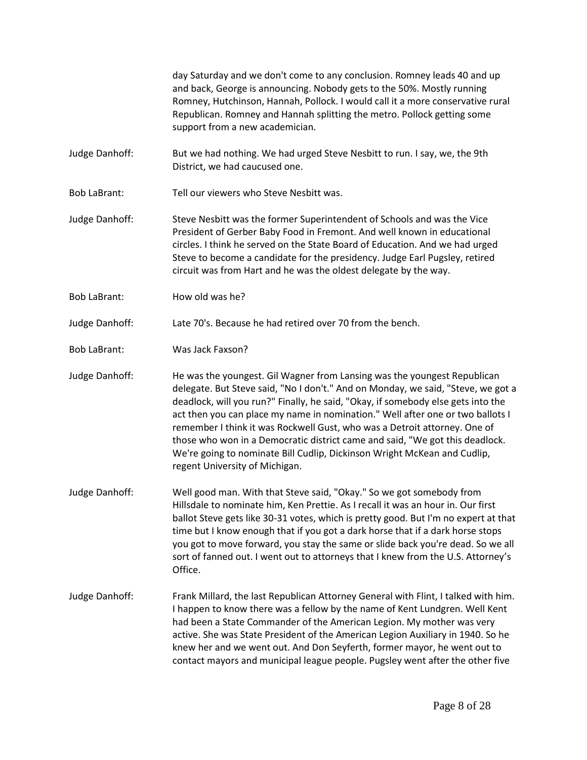day Saturday and we don't come to any conclusion. Romney leads 40 and up and back, George is announcing. Nobody gets to the 50%. Mostly running Romney, Hutchinson, Hannah, Pollock. I would call it a more conservative rural Republican. Romney and Hannah splitting the metro. Pollock getting some support from a new academician.

Judge Danhoff: But we had nothing. We had urged Steve Nesbitt to run. I say, we, the 9th District, we had caucused one.

Bob LaBrant: Tell our viewers who Steve Nesbitt was.

Judge Danhoff: Steve Nesbitt was the former Superintendent of Schools and was the Vice President of Gerber Baby Food in Fremont. And well known in educational circles. I think he served on the State Board of Education. And we had urged Steve to become a candidate for the presidency. Judge Earl Pugsley, retired circuit was from Hart and he was the oldest delegate by the way.

Bob LaBrant: How old was he?

Judge Danhoff: Late 70's. Because he had retired over 70 from the bench.

Bob LaBrant: Was Jack Faxson?

Judge Danhoff: He was the youngest. Gil Wagner from Lansing was the youngest Republican delegate. But Steve said, "No I don't." And on Monday, we said, "Steve, we got a deadlock, will you run?" Finally, he said, "Okay, if somebody else gets into the act then you can place my name in nomination." Well after one or two ballots I remember I think it was Rockwell Gust, who was a Detroit attorney. One of those who won in a Democratic district came and said, "We got this deadlock. We're going to nominate Bill Cudlip, Dickinson Wright McKean and Cudlip, regent University of Michigan.

Judge Danhoff: Well good man. With that Steve said, "Okay." So we got somebody from Hillsdale to nominate him, Ken Prettie. As I recall it was an hour in. Our first ballot Steve gets like 30-31 votes, which is pretty good. But I'm no expert at that time but I know enough that if you got a dark horse that if a dark horse stops you got to move forward, you stay the same or slide back you're dead. So we all sort of fanned out. I went out to attorneys that I knew from the U.S. Attorney's Office.

Judge Danhoff: Frank Millard, the last Republican Attorney General with Flint, I talked with him. I happen to know there was a fellow by the name of Kent Lundgren. Well Kent had been a State Commander of the American Legion. My mother was very active. She was State President of the American Legion Auxiliary in 1940. So he knew her and we went out. And Don Seyferth, former mayor, he went out to contact mayors and municipal league people. Pugsley went after the other five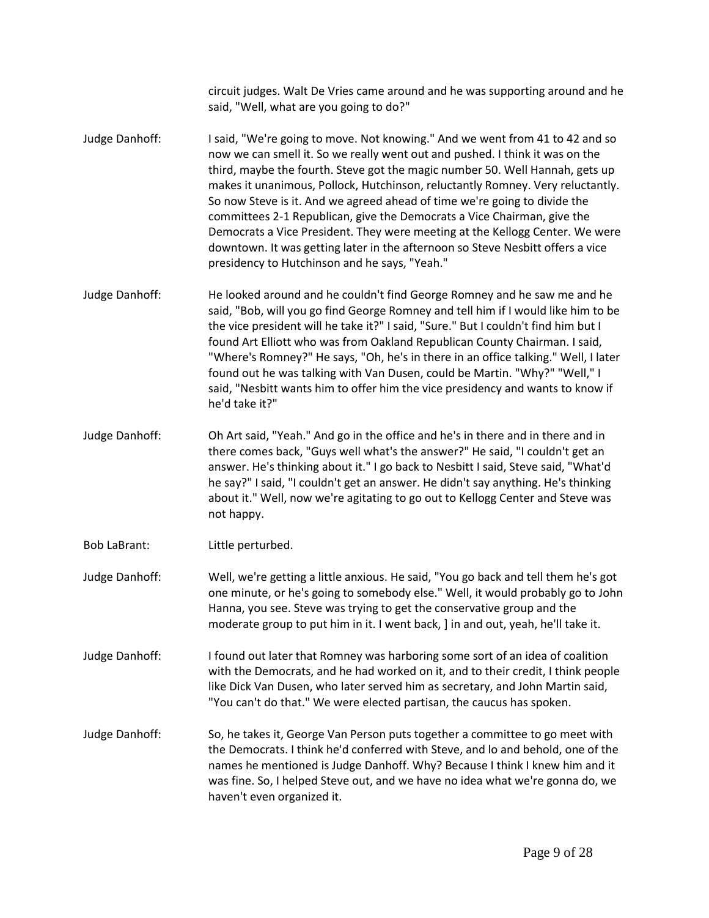circuit judges. Walt De Vries came around and he was supporting around and he said, "Well, what are you going to do?"

Judge Danhoff: I said, "We're going to move. Not knowing." And we went from 41 to 42 and so now we can smell it. So we really went out and pushed. I think it was on the third, maybe the fourth. Steve got the magic number 50. Well Hannah, gets up makes it unanimous, Pollock, Hutchinson, reluctantly Romney. Very reluctantly. So now Steve is it. And we agreed ahead of time we're going to divide the committees 2-1 Republican, give the Democrats a Vice Chairman, give the Democrats a Vice President. They were meeting at the Kellogg Center. We were downtown. It was getting later in the afternoon so Steve Nesbitt offers a vice presidency to Hutchinson and he says, "Yeah."

Judge Danhoff: He looked around and he couldn't find George Romney and he saw me and he said, "Bob, will you go find George Romney and tell him if I would like him to be the vice president will he take it?" I said, "Sure." But I couldn't find him but I found Art Elliott who was from Oakland Republican County Chairman. I said, "Where's Romney?" He says, "Oh, he's in there in an office talking." Well, I later found out he was talking with Van Dusen, could be Martin. "Why?" "Well," I said, "Nesbitt wants him to offer him the vice presidency and wants to know if he'd take it?"

Judge Danhoff: Oh Art said, "Yeah." And go in the office and he's in there and in there and in there comes back, "Guys well what's the answer?" He said, "I couldn't get an answer. He's thinking about it." I go back to Nesbitt I said, Steve said, "What'd he say?" I said, "I couldn't get an answer. He didn't say anything. He's thinking about it." Well, now we're agitating to go out to Kellogg Center and Steve was not happy.

Bob LaBrant: Little perturbed.

Judge Danhoff: Well, we're getting a little anxious. He said, "You go back and tell them he's got one minute, or he's going to somebody else." Well, it would probably go to John Hanna, you see. Steve was trying to get the conservative group and the moderate group to put him in it. I went back, ] in and out, yeah, he'll take it.

Judge Danhoff: I found out later that Romney was harboring some sort of an idea of coalition with the Democrats, and he had worked on it, and to their credit, I think people like Dick Van Dusen, who later served him as secretary, and John Martin said, "You can't do that." We were elected partisan, the caucus has spoken.

Judge Danhoff: So, he takes it, George Van Person puts together a committee to go meet with the Democrats. I think he'd conferred with Steve, and lo and behold, one of the names he mentioned is Judge Danhoff. Why? Because I think I knew him and it was fine. So, I helped Steve out, and we have no idea what we're gonna do, we haven't even organized it.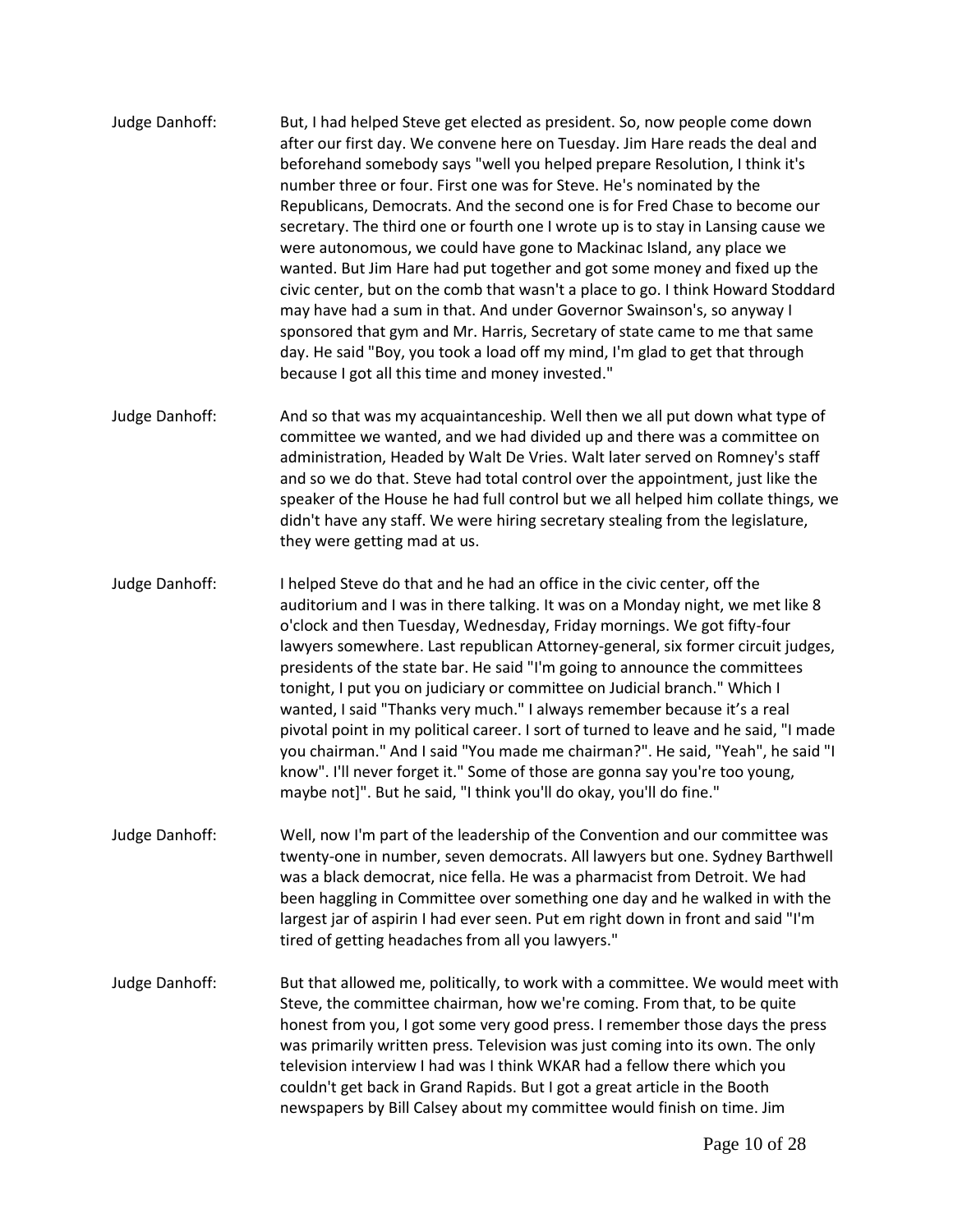Judge Danhoff: But, I had helped Steve get elected as president. So, now people come down after our first day. We convene here on Tuesday. Jim Hare reads the deal and beforehand somebody says "well you helped prepare Resolution, I think it's number three or four. First one was for Steve. He's nominated by the Republicans, Democrats. And the second one is for Fred Chase to become our secretary. The third one or fourth one I wrote up is to stay in Lansing cause we were autonomous, we could have gone to Mackinac Island, any place we wanted. But Jim Hare had put together and got some money and fixed up the civic center, but on the comb that wasn't a place to go. I think Howard Stoddard may have had a sum in that. And under Governor Swainson's, so anyway I sponsored that gym and Mr. Harris, Secretary of state came to me that same day. He said "Boy, you took a load off my mind, I'm glad to get that through because I got all this time and money invested."

Judge Danhoff: And so that was my acquaintanceship. Well then we all put down what type of committee we wanted, and we had divided up and there was a committee on administration, Headed by Walt De Vries. Walt later served on Romney's staff and so we do that. Steve had total control over the appointment, just like the speaker of the House he had full control but we all helped him collate things, we didn't have any staff. We were hiring secretary stealing from the legislature, they were getting mad at us.

Judge Danhoff: I helped Steve do that and he had an office in the civic center, off the auditorium and I was in there talking. It was on a Monday night, we met like 8 o'clock and then Tuesday, Wednesday, Friday mornings. We got fifty-four lawyers somewhere. Last republican Attorney-general, six former circuit judges, presidents of the state bar. He said "I'm going to announce the committees tonight, I put you on judiciary or committee on Judicial branch." Which I wanted, I said "Thanks very much." I always remember because it's a real pivotal point in my political career. I sort of turned to leave and he said, "I made you chairman." And I said "You made me chairman?". He said, "Yeah", he said "I know". I'll never forget it." Some of those are gonna say you're too young, maybe not]". But he said, "I think you'll do okay, you'll do fine."

Judge Danhoff: Well, now I'm part of the leadership of the Convention and our committee was twenty-one in number, seven democrats. All lawyers but one. Sydney Barthwell was a black democrat, nice fella. He was a pharmacist from Detroit. We had been haggling in Committee over something one day and he walked in with the largest jar of aspirin I had ever seen. Put em right down in front and said "I'm tired of getting headaches from all you lawyers."

Judge Danhoff: But that allowed me, politically, to work with a committee. We would meet with Steve, the committee chairman, how we're coming. From that, to be quite honest from you, I got some very good press. I remember those days the press was primarily written press. Television was just coming into its own. The only television interview I had was I think WKAR had a fellow there which you couldn't get back in Grand Rapids. But I got a great article in the Booth newspapers by Bill Calsey about my committee would finish on time. Jim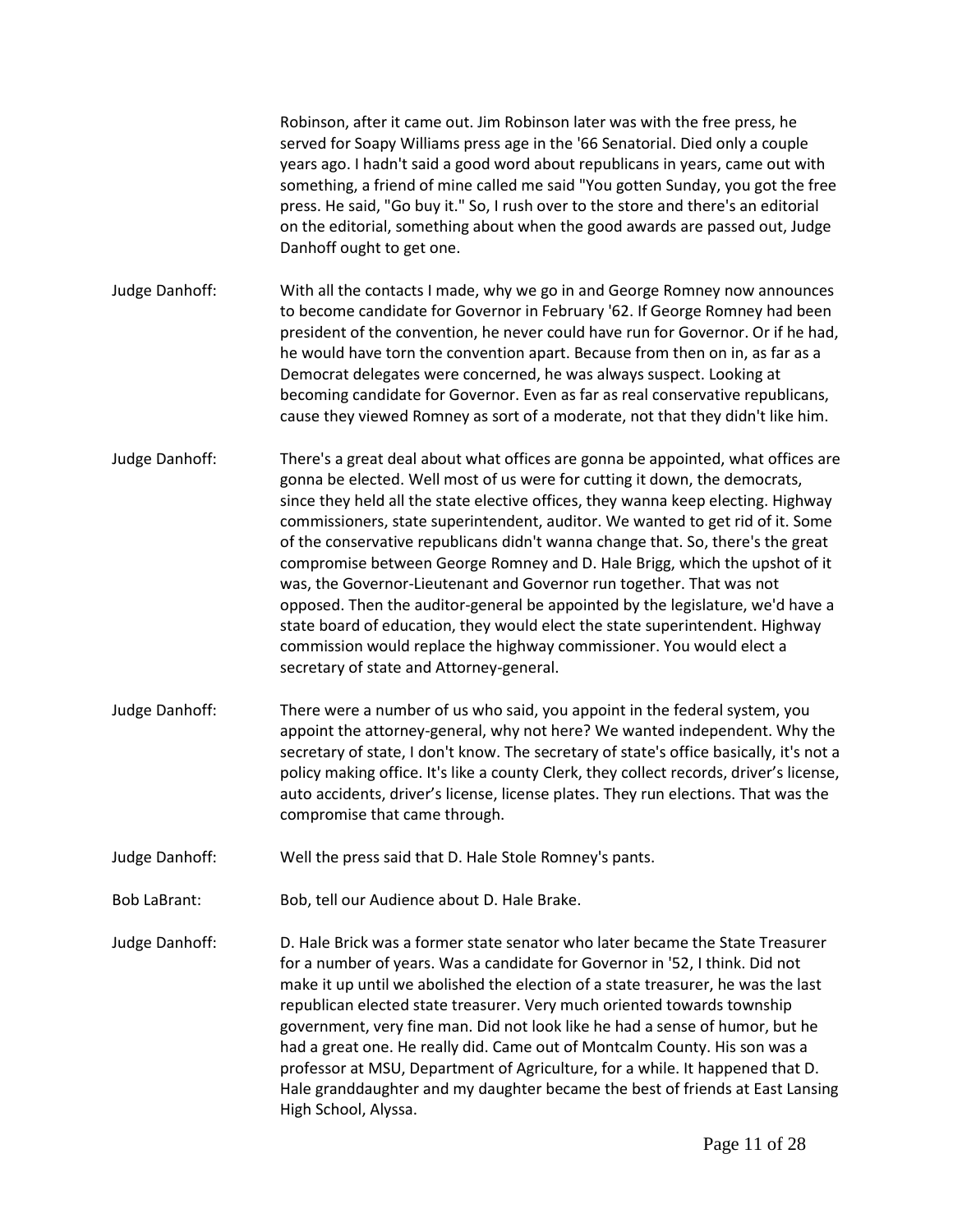Robinson, after it came out. Jim Robinson later was with the free press, he served for Soapy Williams press age in the '66 Senatorial. Died only a couple years ago. I hadn't said a good word about republicans in years, came out with something, a friend of mine called me said "You gotten Sunday, you got the free press. He said, "Go buy it." So, I rush over to the store and there's an editorial on the editorial, something about when the good awards are passed out, Judge Danhoff ought to get one.

Judge Danhoff: With all the contacts I made, why we go in and George Romney now announces to become candidate for Governor in February '62. If George Romney had been president of the convention, he never could have run for Governor. Or if he had, he would have torn the convention apart. Because from then on in, as far as a Democrat delegates were concerned, he was always suspect. Looking at becoming candidate for Governor. Even as far as real conservative republicans, cause they viewed Romney as sort of a moderate, not that they didn't like him.

Judge Danhoff: There's a great deal about what offices are gonna be appointed, what offices are gonna be elected. Well most of us were for cutting it down, the democrats, since they held all the state elective offices, they wanna keep electing. Highway commissioners, state superintendent, auditor. We wanted to get rid of it. Some of the conservative republicans didn't wanna change that. So, there's the great compromise between George Romney and D. Hale Brigg, which the upshot of it was, the Governor-Lieutenant and Governor run together. That was not opposed. Then the auditor-general be appointed by the legislature, we'd have a state board of education, they would elect the state superintendent. Highway commission would replace the highway commissioner. You would elect a secretary of state and Attorney-general.

Judge Danhoff: There were a number of us who said, you appoint in the federal system, you appoint the attorney-general, why not here? We wanted independent. Why the secretary of state, I don't know. The secretary of state's office basically, it's not a policy making office. It's like a county Clerk, they collect records, driver's license, auto accidents, driver's license, license plates. They run elections. That was the compromise that came through.

Judge Danhoff: Well the press said that D. Hale Stole Romney's pants.

Bob LaBrant: Bob, tell our Audience about D. Hale Brake.

Judge Danhoff: D. Hale Brick was a former state senator who later became the State Treasurer for a number of years. Was a candidate for Governor in '52, I think. Did not make it up until we abolished the election of a state treasurer, he was the last republican elected state treasurer. Very much oriented towards township government, very fine man. Did not look like he had a sense of humor, but he had a great one. He really did. Came out of Montcalm County. His son was a professor at MSU, Department of Agriculture, for a while. It happened that D. Hale granddaughter and my daughter became the best of friends at East Lansing High School, Alyssa.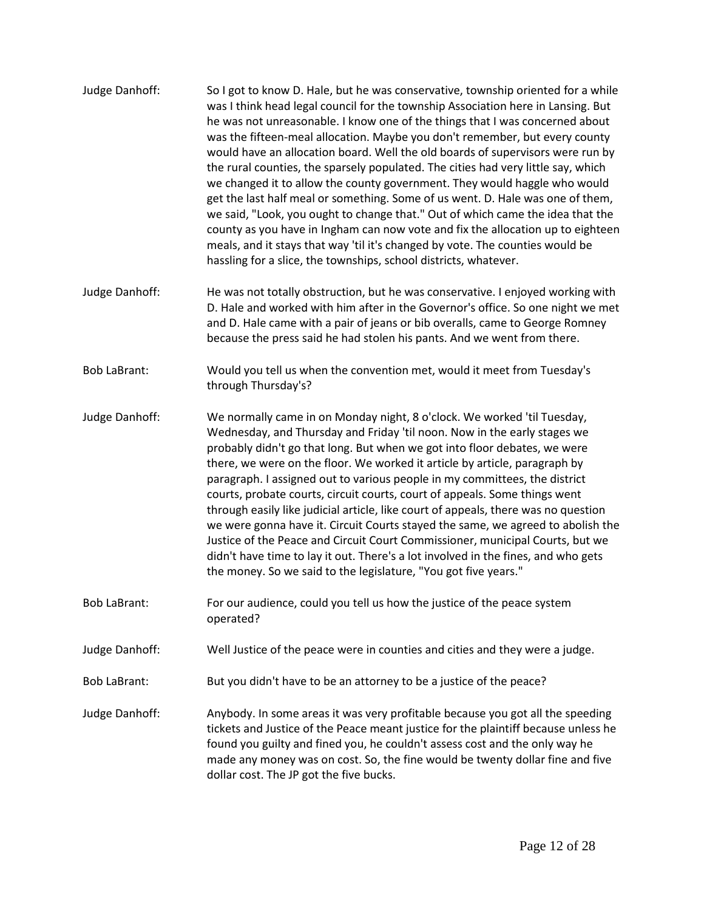Judge Danhoff: So I got to know D. Hale, but he was conservative, township oriented for a while was I think head legal council for the township Association here in Lansing. But he was not unreasonable. I know one of the things that I was concerned about was the fifteen-meal allocation. Maybe you don't remember, but every county would have an allocation board. Well the old boards of supervisors were run by the rural counties, the sparsely populated. The cities had very little say, which we changed it to allow the county government. They would haggle who would get the last half meal or something. Some of us went. D. Hale was one of them, we said, "Look, you ought to change that." Out of which came the idea that the county as you have in Ingham can now vote and fix the allocation up to eighteen meals, and it stays that way 'til it's changed by vote. The counties would be hassling for a slice, the townships, school districts, whatever.

Judge Danhoff: He was not totally obstruction, but he was conservative. I enjoyed working with D. Hale and worked with him after in the Governor's office. So one night we met and D. Hale came with a pair of jeans or bib overalls, came to George Romney because the press said he had stolen his pants. And we went from there.

Bob LaBrant: Would you tell us when the convention met, would it meet from Tuesday's through Thursday's?

Judge Danhoff: We normally came in on Monday night, 8 o'clock. We worked 'til Tuesday, Wednesday, and Thursday and Friday 'til noon. Now in the early stages we probably didn't go that long. But when we got into floor debates, we were there, we were on the floor. We worked it article by article, paragraph by paragraph. I assigned out to various people in my committees, the district courts, probate courts, circuit courts, court of appeals. Some things went through easily like judicial article, like court of appeals, there was no question we were gonna have it. Circuit Courts stayed the same, we agreed to abolish the Justice of the Peace and Circuit Court Commissioner, municipal Courts, but we didn't have time to lay it out. There's a lot involved in the fines, and who gets the money. So we said to the legislature, "You got five years."

Bob LaBrant: For our audience, could you tell us how the justice of the peace system operated?

Judge Danhoff: Well Justice of the peace were in counties and cities and they were a judge.

Bob LaBrant: But you didn't have to be an attorney to be a justice of the peace?

Judge Danhoff: Anybody. In some areas it was very profitable because you got all the speeding tickets and Justice of the Peace meant justice for the plaintiff because unless he found you guilty and fined you, he couldn't assess cost and the only way he made any money was on cost. So, the fine would be twenty dollar fine and five dollar cost. The JP got the five bucks.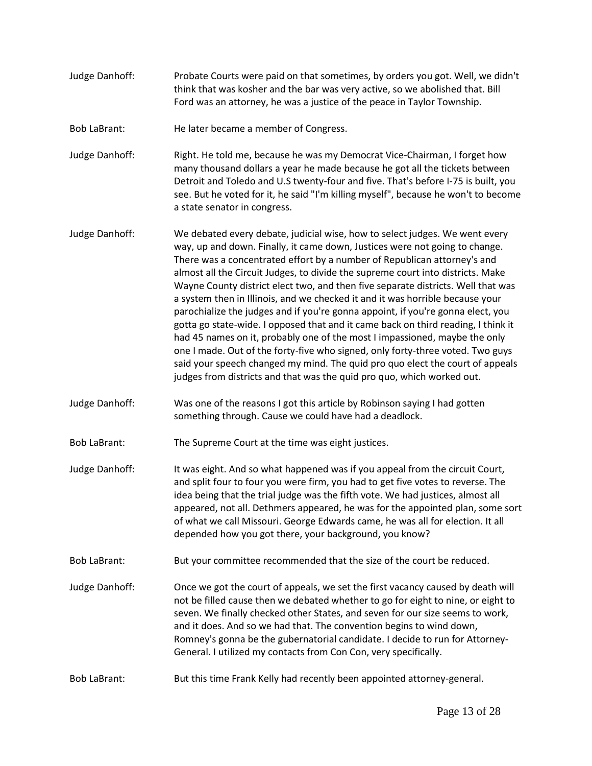Judge Danhoff: Probate Courts were paid on that sometimes, by orders you got. Well, we didn't think that was kosher and the bar was very active, so we abolished that. Bill Ford was an attorney, he was a justice of the peace in Taylor Township.

Bob LaBrant: He later became a member of Congress.

Judge Danhoff: Right. He told me, because he was my Democrat Vice-Chairman, I forget how many thousand dollars a year he made because he got all the tickets between Detroit and Toledo and U.S twenty-four and five. That's before I-75 is built, you see. But he voted for it, he said "I'm killing myself", because he won't to become a state senator in congress.

Judge Danhoff: We debated every debate, judicial wise, how to select judges. We went every way, up and down. Finally, it came down, Justices were not going to change. There was a concentrated effort by a number of Republican attorney's and almost all the Circuit Judges, to divide the supreme court into districts. Make Wayne County district elect two, and then five separate districts. Well that was a system then in Illinois, and we checked it and it was horrible because your parochialize the judges and if you're gonna appoint, if you're gonna elect, you gotta go state-wide. I opposed that and it came back on third reading, I think it had 45 names on it, probably one of the most I impassioned, maybe the only one I made. Out of the forty-five who signed, only forty-three voted. Two guys said your speech changed my mind. The quid pro quo elect the court of appeals judges from districts and that was the quid pro quo, which worked out.

Judge Danhoff: Was one of the reasons I got this article by Robinson saying I had gotten something through. Cause we could have had a deadlock.

Bob LaBrant: The Supreme Court at the time was eight justices.

Judge Danhoff: It was eight. And so what happened was if you appeal from the circuit Court, and split four to four you were firm, you had to get five votes to reverse. The idea being that the trial judge was the fifth vote. We had justices, almost all appeared, not all. Dethmers appeared, he was for the appointed plan, some sort of what we call Missouri. George Edwards came, he was all for election. It all depended how you got there, your background, you know?

Bob LaBrant: But your committee recommended that the size of the court be reduced.

Judge Danhoff: Once we got the court of appeals, we set the first vacancy caused by death will not be filled cause then we debated whether to go for eight to nine, or eight to seven. We finally checked other States, and seven for our size seems to work, and it does. And so we had that. The convention begins to wind down, Romney's gonna be the gubernatorial candidate. I decide to run for Attorney-General. I utilized my contacts from Con Con, very specifically.

Bob LaBrant: But this time Frank Kelly had recently been appointed attorney-general.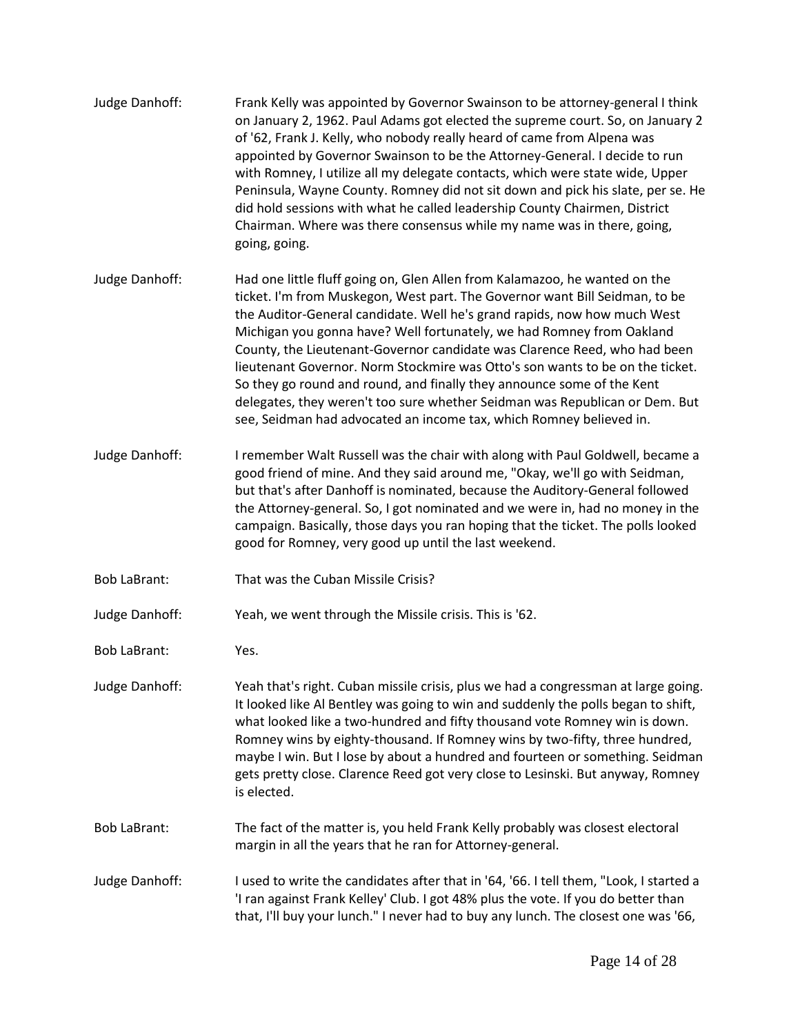Judge Danhoff: Frank Kelly was appointed by Governor Swainson to be attorney-general I think on January 2, 1962. Paul Adams got elected the supreme court. So, on January 2 of '62, Frank J. Kelly, who nobody really heard of came from Alpena was appointed by Governor Swainson to be the Attorney-General. I decide to run with Romney, I utilize all my delegate contacts, which were state wide, Upper Peninsula, Wayne County. Romney did not sit down and pick his slate, per se. He did hold sessions with what he called leadership County Chairmen, District Chairman. Where was there consensus while my name was in there, going, going, going.

Judge Danhoff: Had one little fluff going on, Glen Allen from Kalamazoo, he wanted on the ticket. I'm from Muskegon, West part. The Governor want Bill Seidman, to be the Auditor-General candidate. Well he's grand rapids, now how much West Michigan you gonna have? Well fortunately, we had Romney from Oakland County, the Lieutenant-Governor candidate was Clarence Reed, who had been lieutenant Governor. Norm Stockmire was Otto's son wants to be on the ticket. So they go round and round, and finally they announce some of the Kent delegates, they weren't too sure whether Seidman was Republican or Dem. But see, Seidman had advocated an income tax, which Romney believed in.

Judge Danhoff: I remember Walt Russell was the chair with along with Paul Goldwell, became a good friend of mine. And they said around me, "Okay, we'll go with Seidman, but that's after Danhoff is nominated, because the Auditory-General followed the Attorney-general. So, I got nominated and we were in, had no money in the campaign. Basically, those days you ran hoping that the ticket. The polls looked good for Romney, very good up until the last weekend.

Bob LaBrant: That was the Cuban Missile Crisis?

Judge Danhoff: Yeah, we went through the Missile crisis. This is '62.

Bob LaBrant: Yes.

Judge Danhoff: Yeah that's right. Cuban missile crisis, plus we had a congressman at large going. It looked like Al Bentley was going to win and suddenly the polls began to shift, what looked like a two-hundred and fifty thousand vote Romney win is down. Romney wins by eighty-thousand. If Romney wins by two-fifty, three hundred, maybe I win. But I lose by about a hundred and fourteen or something. Seidman gets pretty close. Clarence Reed got very close to Lesinski. But anyway, Romney is elected.

Bob LaBrant: The fact of the matter is, you held Frank Kelly probably was closest electoral margin in all the years that he ran for Attorney-general.

Judge Danhoff: I used to write the candidates after that in '64, '66. I tell them, "Look, I started a 'I ran against Frank Kelley' Club. I got 48% plus the vote. If you do better than that, I'll buy your lunch." I never had to buy any lunch. The closest one was '66,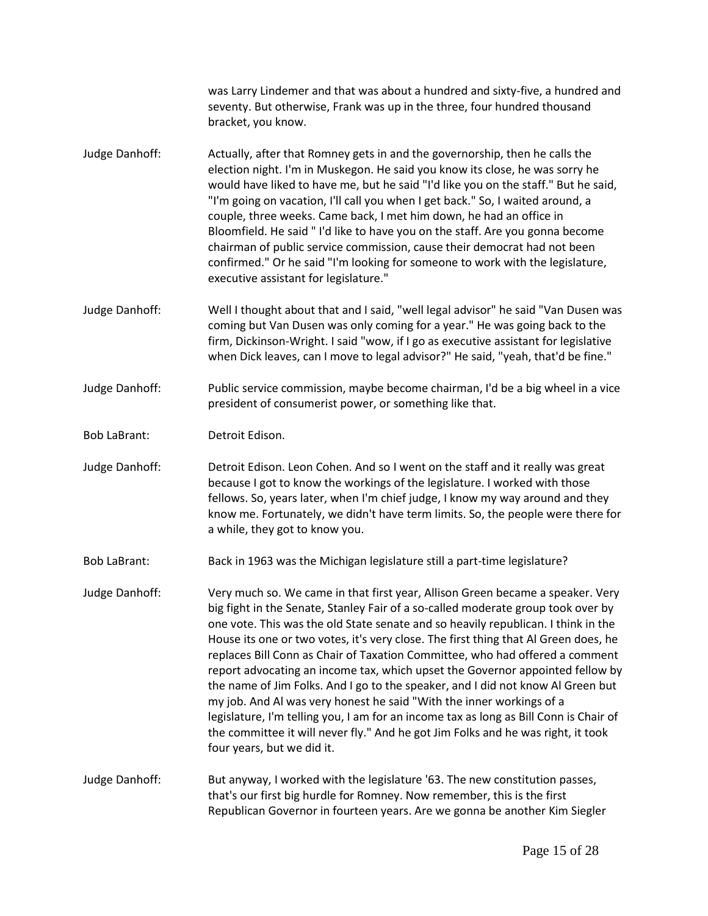was Larry Lindemer and that was about a hundred and sixty-five, a hundred and seventy. But otherwise, Frank was up in the three, four hundred thousand bracket, you know.

Judge Danhoff: Actually, after that Romney gets in and the governorship, then he calls the election night. I'm in Muskegon. He said you know its close, he was sorry he would have liked to have me, but he said "I'd like you on the staff." But he said, "I'm going on vacation, I'll call you when I get back." So, I waited around, a couple, three weeks. Came back, I met him down, he had an office in Bloomfield. He said " I'd like to have you on the staff. Are you gonna become chairman of public service commission, cause their democrat had not been confirmed." Or he said "I'm looking for someone to work with the legislature, executive assistant for legislature."

Judge Danhoff: Well I thought about that and I said, "well legal advisor" he said "Van Dusen was coming but Van Dusen was only coming for a year." He was going back to the firm, Dickinson-Wright. I said "wow, if I go as executive assistant for legislative when Dick leaves, can I move to legal advisor?" He said, "yeah, that'd be fine."

Judge Danhoff: Public service commission, maybe become chairman, I'd be a big wheel in a vice president of consumerist power, or something like that.

Bob LaBrant: Detroit Edison.

Judge Danhoff: Detroit Edison. Leon Cohen. And so I went on the staff and it really was great because I got to know the workings of the legislature. I worked with those fellows. So, years later, when I'm chief judge, I know my way around and they know me. Fortunately, we didn't have term limits. So, the people were there for a while, they got to know you.

Bob LaBrant: Back in 1963 was the Michigan legislature still a part-time legislature?

Judge Danhoff: Very much so. We came in that first year, Allison Green became a speaker. Very big fight in the Senate, Stanley Fair of a so-called moderate group took over by one vote. This was the old State senate and so heavily republican. I think in the House its one or two votes, it's very close. The first thing that Al Green does, he replaces Bill Conn as Chair of Taxation Committee, who had offered a comment report advocating an income tax, which upset the Governor appointed fellow by the name of Jim Folks. And I go to the speaker, and I did not know Al Green but my job. And Al was very honest he said "With the inner workings of a legislature, I'm telling you, I am for an income tax as long as Bill Conn is Chair of the committee it will never fly." And he got Jim Folks and he was right, it took four years, but we did it.

Judge Danhoff: But anyway, I worked with the legislature '63. The new constitution passes, that's our first big hurdle for Romney. Now remember, this is the first Republican Governor in fourteen years. Are we gonna be another Kim Siegler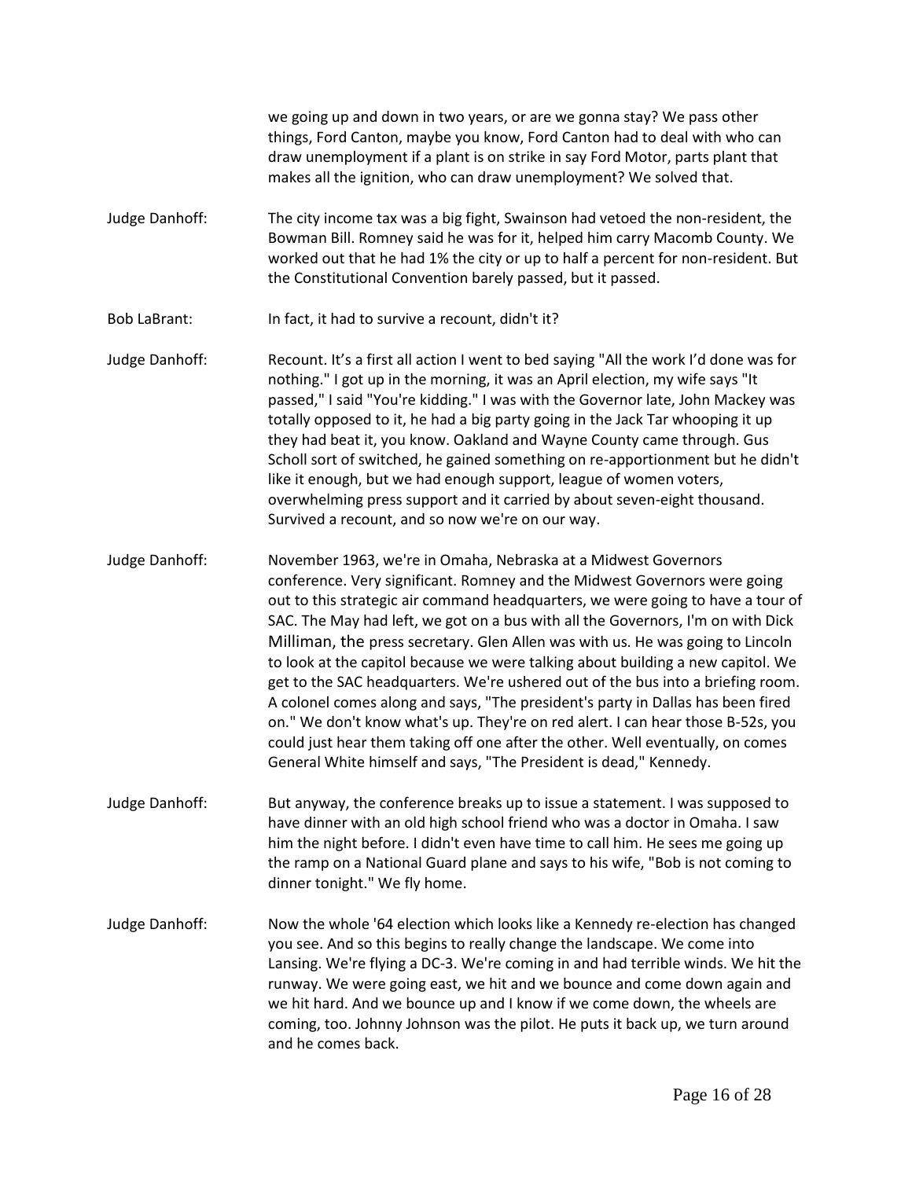we going up and down in two years, or are we gonna stay? We pass other things, Ford Canton, maybe you know, Ford Canton had to deal with who can draw unemployment if a plant is on strike in say Ford Motor, parts plant that makes all the ignition, who can draw unemployment? We solved that.

Judge Danhoff: The city income tax was a big fight, Swainson had vetoed the non-resident, the Bowman Bill. Romney said he was for it, helped him carry Macomb County. We worked out that he had 1% the city or up to half a percent for non-resident. But the Constitutional Convention barely passed, but it passed.

Bob LaBrant: In fact, it had to survive a recount, didn't it?

Judge Danhoff: Recount. It's a first all action I went to bed saying "All the work I'd done was for nothing." I got up in the morning, it was an April election, my wife says "It passed," I said "You're kidding." I was with the Governor late, John Mackey was totally opposed to it, he had a big party going in the Jack Tar whooping it up they had beat it, you know. Oakland and Wayne County came through. Gus Scholl sort of switched, he gained something on re-apportionment but he didn't like it enough, but we had enough support, league of women voters, overwhelming press support and it carried by about seven-eight thousand. Survived a recount, and so now we're on our way.

Judge Danhoff: November 1963, we're in Omaha, Nebraska at a Midwest Governors conference. Very significant. Romney and the Midwest Governors were going out to this strategic air command headquarters, we were going to have a tour of SAC. The May had left, we got on a bus with all the Governors, I'm on with Dick Milliman, the press secretary. Glen Allen was with us. He was going to Lincoln to look at the capitol because we were talking about building a new capitol. We get to the SAC headquarters. We're ushered out of the bus into a briefing room. A colonel comes along and says, "The president's party in Dallas has been fired on." We don't know what's up. They're on red alert. I can hear those B-52s, you could just hear them taking off one after the other. Well eventually, on comes General White himself and says, "The President is dead," Kennedy.

Judge Danhoff: But anyway, the conference breaks up to issue a statement. I was supposed to have dinner with an old high school friend who was a doctor in Omaha. I saw him the night before. I didn't even have time to call him. He sees me going up the ramp on a National Guard plane and says to his wife, "Bob is not coming to dinner tonight." We fly home.

Judge Danhoff: Now the whole '64 election which looks like a Kennedy re-election has changed you see. And so this begins to really change the landscape. We come into Lansing. We're flying a DC-3. We're coming in and had terrible winds. We hit the runway. We were going east, we hit and we bounce and come down again and we hit hard. And we bounce up and I know if we come down, the wheels are coming, too. Johnny Johnson was the pilot. He puts it back up, we turn around and he comes back.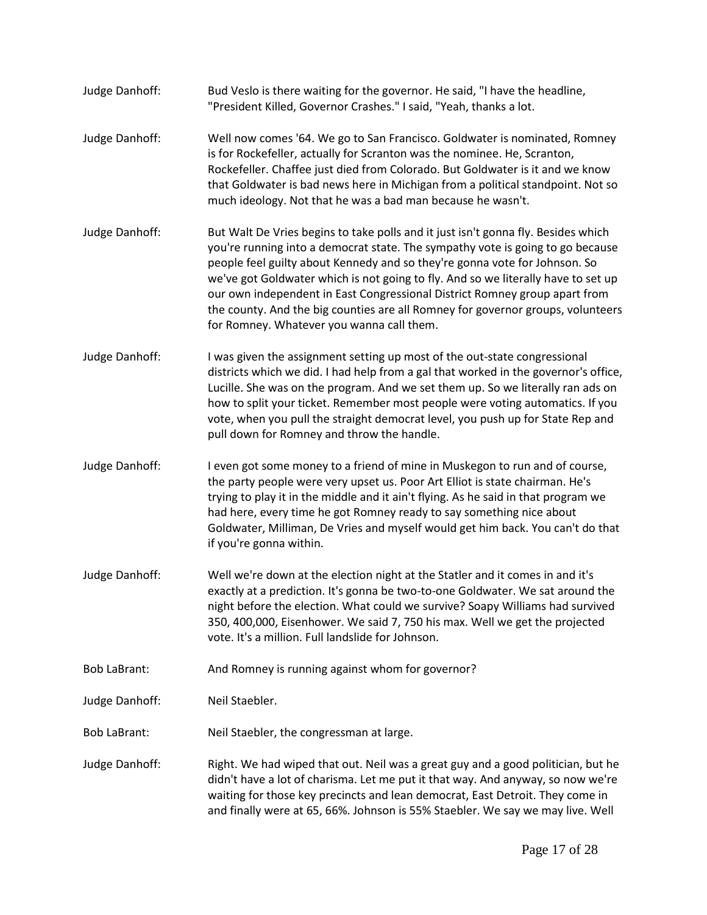Judge Danhoff: Bud Veslo is there waiting for the governor. He said, "I have the headline, "President Killed, Governor Crashes." I said, "Yeah, thanks a lot.

Judge Danhoff: Well now comes '64. We go to San Francisco. Goldwater is nominated, Romney is for Rockefeller, actually for Scranton was the nominee. He, Scranton, Rockefeller. Chaffee just died from Colorado. But Goldwater is it and we know that Goldwater is bad news here in Michigan from a political standpoint. Not so much ideology. Not that he was a bad man because he wasn't.

Judge Danhoff: But Walt De Vries begins to take polls and it just isn't gonna fly. Besides which you're running into a democrat state. The sympathy vote is going to go because people feel guilty about Kennedy and so they're gonna vote for Johnson. So we've got Goldwater which is not going to fly. And so we literally have to set up our own independent in East Congressional District Romney group apart from the county. And the big counties are all Romney for governor groups, volunteers for Romney. Whatever you wanna call them.

Judge Danhoff: I was given the assignment setting up most of the out-state congressional districts which we did. I had help from a gal that worked in the governor's office, Lucille. She was on the program. And we set them up. So we literally ran ads on how to split your ticket. Remember most people were voting automatics. If you vote, when you pull the straight democrat level, you push up for State Rep and pull down for Romney and throw the handle.

Judge Danhoff: I even got some money to a friend of mine in Muskegon to run and of course, the party people were very upset us. Poor Art Elliot is state chairman. He's trying to play it in the middle and it ain't flying. As he said in that program we had here, every time he got Romney ready to say something nice about Goldwater, Milliman, De Vries and myself would get him back. You can't do that if you're gonna within.

Judge Danhoff: Well we're down at the election night at the Statler and it comes in and it's exactly at a prediction. It's gonna be two-to-one Goldwater. We sat around the night before the election. What could we survive? Soapy Williams had survived 350, 400,000, Eisenhower. We said 7, 750 his max. Well we get the projected vote. It's a million. Full landslide for Johnson.

Bob LaBrant: And Romney is running against whom for governor?

Judge Danhoff: Neil Staebler.

Bob LaBrant: Neil Staebler, the congressman at large.

Judge Danhoff: Right. We had wiped that out. Neil was a great guy and a good politician, but he didn't have a lot of charisma. Let me put it that way. And anyway, so now we're waiting for those key precincts and lean democrat, East Detroit. They come in and finally were at 65, 66%. Johnson is 55% Staebler. We say we may live. Well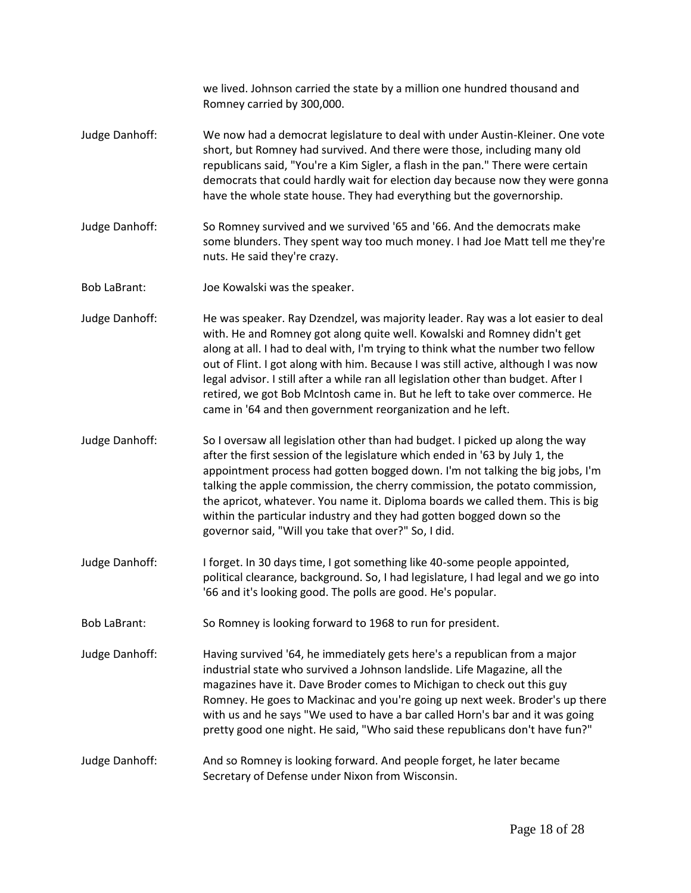we lived. Johnson carried the state by a million one hundred thousand and Romney carried by 300,000.

Judge Danhoff: We now had a democrat legislature to deal with under Austin-Kleiner. One vote short, but Romney had survived. And there were those, including many old republicans said, "You're a Kim Sigler, a flash in the pan." There were certain democrats that could hardly wait for election day because now they were gonna have the whole state house. They had everything but the governorship.

Judge Danhoff: So Romney survived and we survived '65 and '66. And the democrats make some blunders. They spent way too much money. I had Joe Matt tell me they're nuts. He said they're crazy.

Bob LaBrant: Joe Kowalski was the speaker.

Judge Danhoff: He was speaker. Ray Dzendzel, was majority leader. Ray was a lot easier to deal with. He and Romney got along quite well. Kowalski and Romney didn't get along at all. I had to deal with, I'm trying to think what the number two fellow out of Flint. I got along with him. Because I was still active, although I was now legal advisor. I still after a while ran all legislation other than budget. After I retired, we got Bob McIntosh came in. But he left to take over commerce. He came in '64 and then government reorganization and he left.

Judge Danhoff: So I oversaw all legislation other than had budget. I picked up along the way after the first session of the legislature which ended in '63 by July 1, the appointment process had gotten bogged down. I'm not talking the big jobs, I'm talking the apple commission, the cherry commission, the potato commission, the apricot, whatever. You name it. Diploma boards we called them. This is big within the particular industry and they had gotten bogged down so the governor said, "Will you take that over?" So, I did.

Judge Danhoff: I forget. In 30 days time, I got something like 40-some people appointed, political clearance, background. So, I had legislature, I had legal and we go into '66 and it's looking good. The polls are good. He's popular.

Bob LaBrant: So Romney is looking forward to 1968 to run for president.

Judge Danhoff: Having survived '64, he immediately gets here's a republican from a major industrial state who survived a Johnson landslide. Life Magazine, all the magazines have it. Dave Broder comes to Michigan to check out this guy Romney. He goes to Mackinac and you're going up next week. Broder's up there with us and he says "We used to have a bar called Horn's bar and it was going pretty good one night. He said, "Who said these republicans don't have fun?"

Judge Danhoff: And so Romney is looking forward. And people forget, he later became Secretary of Defense under Nixon from Wisconsin.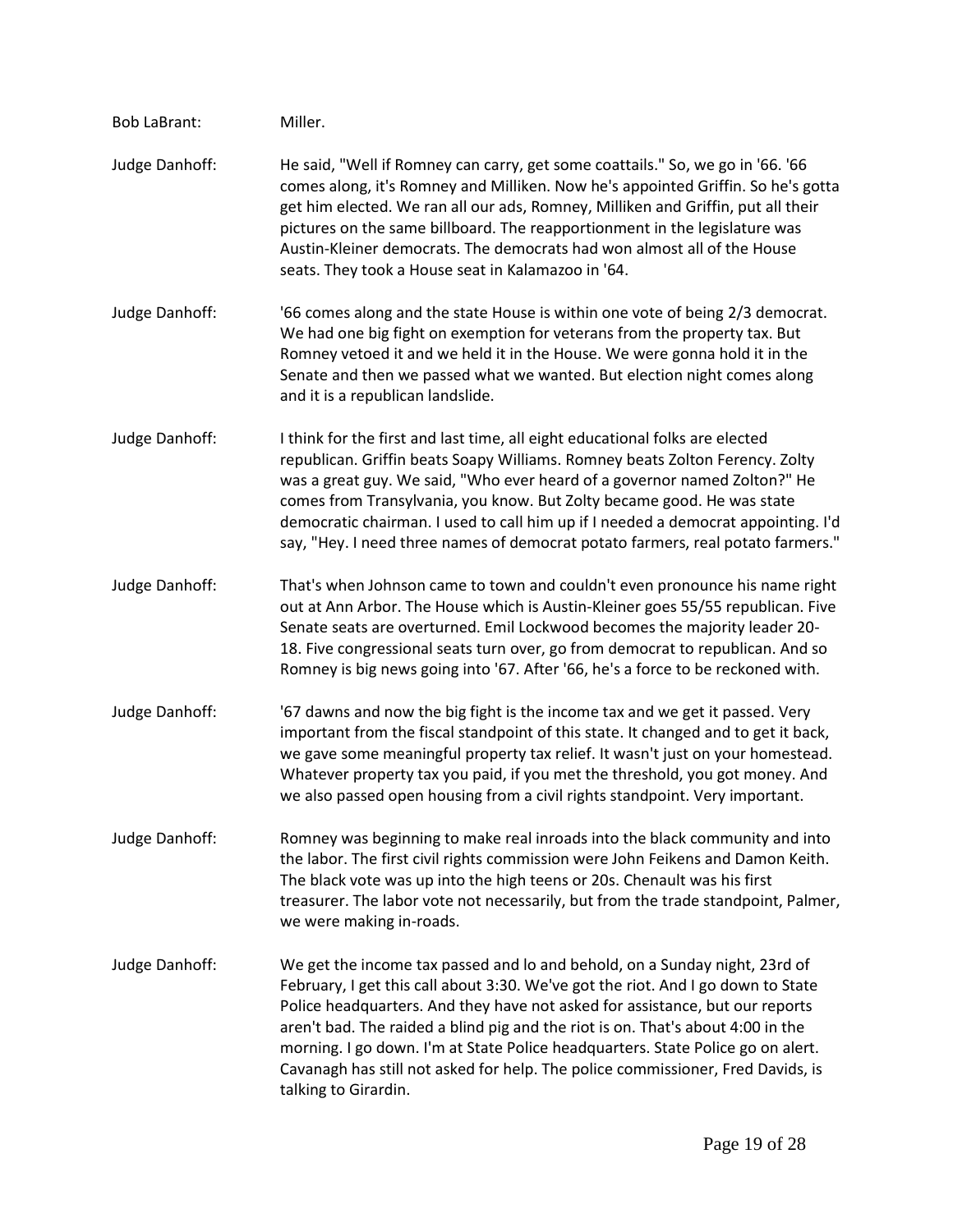Bob LaBrant: Miller.

Judge Danhoff: He said, "Well if Romney can carry, get some coattails." So, we go in '66. '66 comes along, it's Romney and Milliken. Now he's appointed Griffin. So he's gotta get him elected. We ran all our ads, Romney, Milliken and Griffin, put all their pictures on the same billboard. The reapportionment in the legislature was Austin-Kleiner democrats. The democrats had won almost all of the House seats. They took a House seat in Kalamazoo in '64.

Judge Danhoff: '66 comes along and the state House is within one vote of being 2/3 democrat. We had one big fight on exemption for veterans from the property tax. But Romney vetoed it and we held it in the House. We were gonna hold it in the Senate and then we passed what we wanted. But election night comes along and it is a republican landslide.

Judge Danhoff: I think for the first and last time, all eight educational folks are elected republican. Griffin beats Soapy Williams. Romney beats Zolton Ferency. Zolty was a great guy. We said, "Who ever heard of a governor named Zolton?" He comes from Transylvania, you know. But Zolty became good. He was state democratic chairman. I used to call him up if I needed a democrat appointing. I'd say, "Hey. I need three names of democrat potato farmers, real potato farmers."

Judge Danhoff: That's when Johnson came to town and couldn't even pronounce his name right out at Ann Arbor. The House which is Austin-Kleiner goes 55/55 republican. Five Senate seats are overturned. Emil Lockwood becomes the majority leader 20-18. Five congressional seats turn over, go from democrat to republican. And so Romney is big news going into '67. After '66, he's a force to be reckoned with.

Judge Danhoff: '67 dawns and now the big fight is the income tax and we get it passed. Very important from the fiscal standpoint of this state. It changed and to get it back, we gave some meaningful property tax relief. It wasn't just on your homestead. Whatever property tax you paid, if you met the threshold, you got money. And we also passed open housing from a civil rights standpoint. Very important.

Judge Danhoff: Romney was beginning to make real inroads into the black community and into the labor. The first civil rights commission were John Feikens and Damon Keith. The black vote was up into the high teens or 20s. Chenault was his first treasurer. The labor vote not necessarily, but from the trade standpoint, Palmer, we were making in-roads.

Judge Danhoff: We get the income tax passed and lo and behold, on a Sunday night, 23rd of February, I get this call about 3:30. We've got the riot. And I go down to State Police headquarters. And they have not asked for assistance, but our reports aren't bad. The raided a blind pig and the riot is on. That's about 4:00 in the morning. I go down. I'm at State Police headquarters. State Police go on alert. Cavanagh has still not asked for help. The police commissioner, Fred Davids, is talking to Girardin.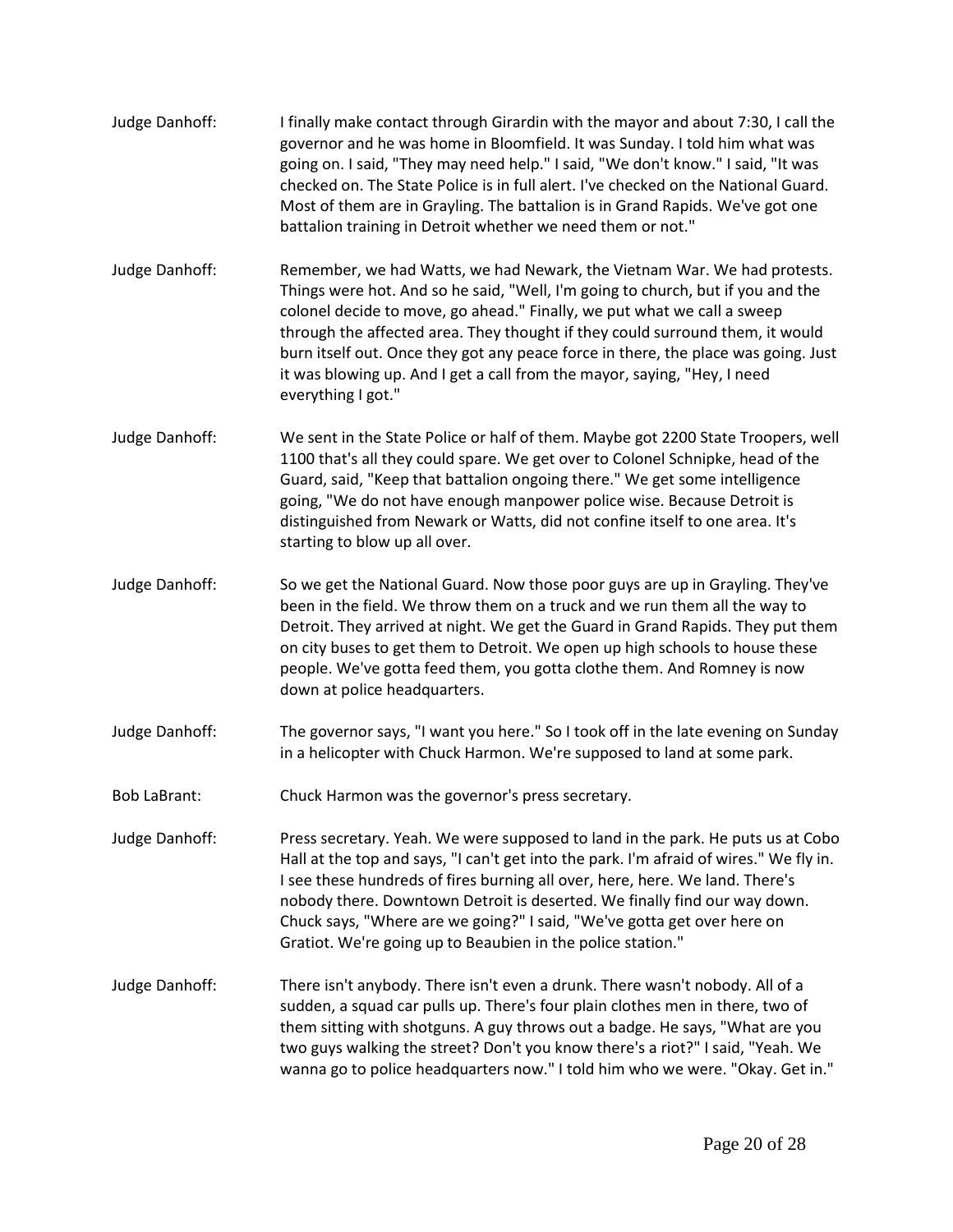Judge Danhoff: I finally make contact through Girardin with the mayor and about 7:30, I call the governor and he was home in Bloomfield. It was Sunday. I told him what was going on. I said, "They may need help." I said, "We don't know." I said, "It was checked on. The State Police is in full alert. I've checked on the National Guard. Most of them are in Grayling. The battalion is in Grand Rapids. We've got one battalion training in Detroit whether we need them or not."

Judge Danhoff: Remember, we had Watts, we had Newark, the Vietnam War. We had protests. Things were hot. And so he said, "Well, I'm going to church, but if you and the colonel decide to move, go ahead." Finally, we put what we call a sweep through the affected area. They thought if they could surround them, it would burn itself out. Once they got any peace force in there, the place was going. Just it was blowing up. And I get a call from the mayor, saying, "Hey, I need everything I got."

Judge Danhoff: We sent in the State Police or half of them. Maybe got 2200 State Troopers, well 1100 that's all they could spare. We get over to Colonel Schnipke, head of the Guard, said, "Keep that battalion ongoing there." We get some intelligence going, "We do not have enough manpower police wise. Because Detroit is distinguished from Newark or Watts, did not confine itself to one area. It's starting to blow up all over.

Judge Danhoff: So we get the National Guard. Now those poor guys are up in Grayling. They've been in the field. We throw them on a truck and we run them all the way to Detroit. They arrived at night. We get the Guard in Grand Rapids. They put them on city buses to get them to Detroit. We open up high schools to house these people. We've gotta feed them, you gotta clothe them. And Romney is now down at police headquarters.

Judge Danhoff: The governor says, "I want you here." So I took off in the late evening on Sunday in a helicopter with Chuck Harmon. We're supposed to land at some park.

Bob LaBrant: Chuck Harmon was the governor's press secretary.

Judge Danhoff: Press secretary. Yeah. We were supposed to land in the park. He puts us at Cobo Hall at the top and says, "I can't get into the park. I'm afraid of wires." We fly in. I see these hundreds of fires burning all over, here, here. We land. There's nobody there. Downtown Detroit is deserted. We finally find our way down. Chuck says, "Where are we going?" I said, "We've gotta get over here on Gratiot. We're going up to Beaubien in the police station."

Judge Danhoff: There isn't anybody. There isn't even a drunk. There wasn't nobody. All of a sudden, a squad car pulls up. There's four plain clothes men in there, two of them sitting with shotguns. A guy throws out a badge. He says, "What are you two guys walking the street? Don't you know there's a riot?" I said, "Yeah. We wanna go to police headquarters now." I told him who we were. "Okay. Get in."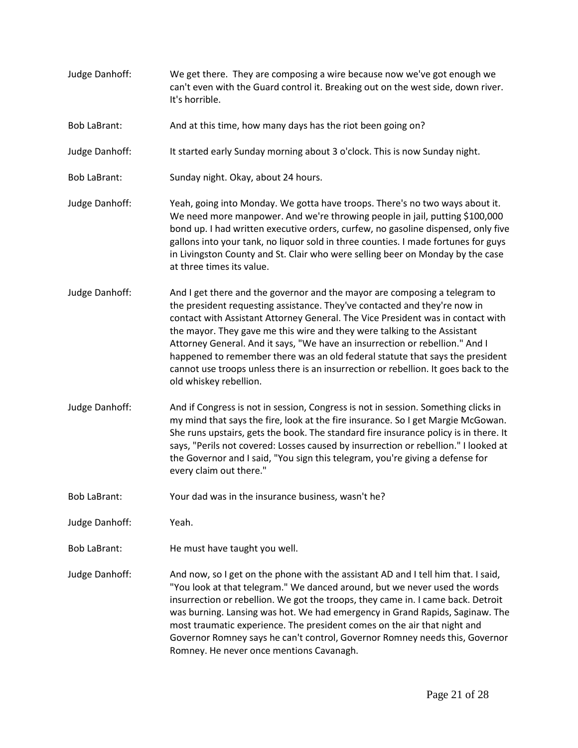Judge Danhoff: We get there. They are composing a wire because now we've got enough we can't even with the Guard control it. Breaking out on the west side, down river. It's horrible.

Bob LaBrant: And at this time, how many days has the riot been going on?

Judge Danhoff: It started early Sunday morning about 3 o'clock. This is now Sunday night.

Bob LaBrant: Sunday night. Okay, about 24 hours.

Judge Danhoff: Yeah, going into Monday. We gotta have troops. There's no two ways about it. We need more manpower. And we're throwing people in jail, putting $100,000 bond up. I had written executive orders, curfew, no gasoline dispensed, only five gallons into your tank, no liquor sold in three counties. I made fortunes for guys in Livingston County and St. Clair who were selling beer on Monday by the case at three times its value.

Judge Danhoff: And I get there and the governor and the mayor are composing a telegram to the president requesting assistance. They've contacted and they're now in contact with Assistant Attorney General. The Vice President was in contact with the mayor. They gave me this wire and they were talking to the Assistant Attorney General. And it says, "We have an insurrection or rebellion." And I happened to remember there was an old federal statute that says the president cannot use troops unless there is an insurrection or rebellion. It goes back to the old whiskey rebellion.

Judge Danhoff: And if Congress is not in session, Congress is not in session. Something clicks in my mind that says the fire, look at the fire insurance. So I get Margie McGowan. She runs upstairs, gets the book. The standard fire insurance policy is in there. It says, "Perils not covered: Losses caused by insurrection or rebellion." I looked at the Governor and I said, "You sign this telegram, you're giving a defense for every claim out there."

Bob LaBrant: Your dad was in the insurance business, wasn't he?

Judge Danhoff: Yeah.

Bob LaBrant: He must have taught you well.

Judge Danhoff: And now, so I get on the phone with the assistant AD and I tell him that. I said, "You look at that telegram." We danced around, but we never used the words insurrection or rebellion. We got the troops, they came in. I came back. Detroit was burning. Lansing was hot. We had emergency in Grand Rapids, Saginaw. The most traumatic experience. The president comes on the air that night and Governor Romney says he can't control, Governor Romney needs this, Governor Romney. He never once mentions Cavanagh.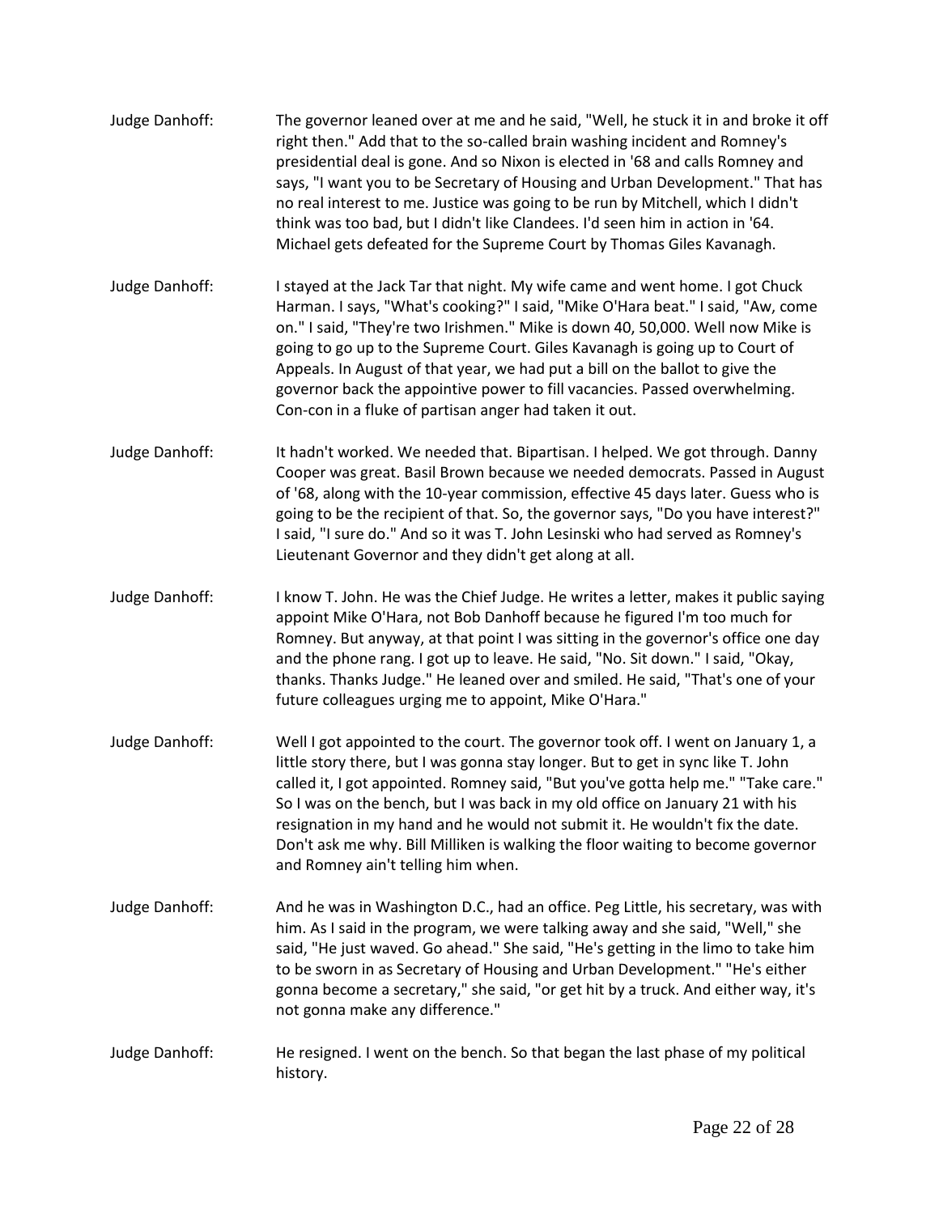Judge Danhoff: The governor leaned over at me and he said, "Well, he stuck it in and broke it off right then." Add that to the so-called brain washing incident and Romney's presidential deal is gone. And so Nixon is elected in '68 and calls Romney and says, "I want you to be Secretary of Housing and Urban Development." That has no real interest to me. Justice was going to be run by Mitchell, which I didn't think was too bad, but I didn't like Clandees. I'd seen him in action in '64. Michael gets defeated for the Supreme Court by Thomas Giles Kavanagh.

Judge Danhoff: I stayed at the Jack Tar that night. My wife came and went home. I got Chuck Harman. I says, "What's cooking?" I said, "Mike O'Hara beat." I said, "Aw, come on." I said, "They're two Irishmen." Mike is down 40, 50,000. Well now Mike is going to go up to the Supreme Court. Giles Kavanagh is going up to Court of Appeals. In August of that year, we had put a bill on the ballot to give the governor back the appointive power to fill vacancies. Passed overwhelming. Con-con in a fluke of partisan anger had taken it out.

Judge Danhoff: It hadn't worked. We needed that. Bipartisan. I helped. We got through. Danny Cooper was great. Basil Brown because we needed democrats. Passed in August of '68, along with the 10-year commission, effective 45 days later. Guess who is going to be the recipient of that. So, the governor says, "Do you have interest?" I said, "I sure do." And so it was T. John Lesinski who had served as Romney's Lieutenant Governor and they didn't get along at all.

Judge Danhoff: I know T. John. He was the Chief Judge. He writes a letter, makes it public saying appoint Mike O'Hara, not Bob Danhoff because he figured I'm too much for Romney. But anyway, at that point I was sitting in the governor's office one day and the phone rang. I got up to leave. He said, "No. Sit down." I said, "Okay, thanks. Thanks Judge." He leaned over and smiled. He said, "That's one of your future colleagues urging me to appoint, Mike O'Hara."

Judge Danhoff: Well I got appointed to the court. The governor took off. I went on January 1, a little story there, but I was gonna stay longer. But to get in sync like T. John called it, I got appointed. Romney said, "But you've gotta help me." "Take care." So I was on the bench, but I was back in my old office on January 21 with his resignation in my hand and he would not submit it. He wouldn't fix the date. Don't ask me why. Bill Milliken is walking the floor waiting to become governor and Romney ain't telling him when.

Judge Danhoff: And he was in Washington D.C., had an office. Peg Little, his secretary, was with him. As I said in the program, we were talking away and she said, "Well," she said, "He just waved. Go ahead." She said, "He's getting in the limo to take him to be sworn in as Secretary of Housing and Urban Development." "He's either gonna become a secretary," she said, "or get hit by a truck. And either way, it's not gonna make any difference."

Judge Danhoff: He resigned. I went on the bench. So that began the last phase of my political history.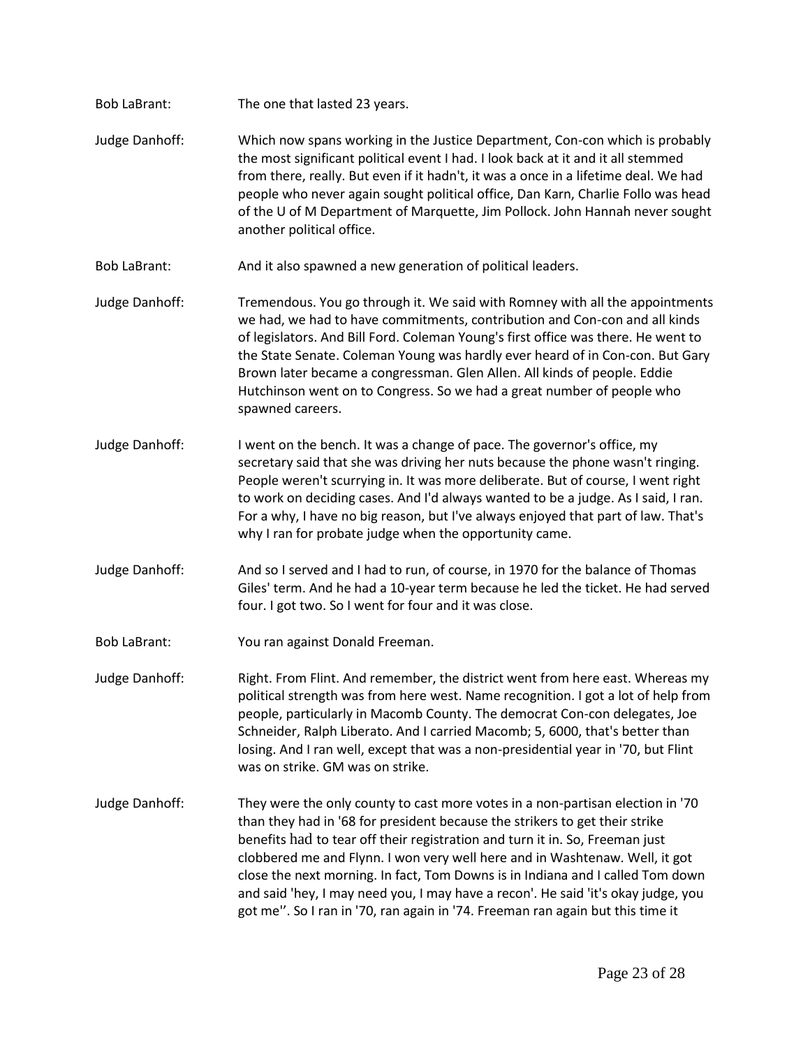Bob LaBrant: The one that lasted 23 years.

Judge Danhoff: Which now spans working in the Justice Department, Con-con which is probably the most significant political event I had. I look back at it and it all stemmed from there, really. But even if it hadn't, it was a once in a lifetime deal. We had people who never again sought political office, Dan Karn, Charlie Follo was head of the U of M Department of Marquette, Jim Pollock. John Hannah never sought another political office.

Bob LaBrant: And it also spawned a new generation of political leaders.

Judge Danhoff: Tremendous. You go through it. We said with Romney with all the appointments we had, we had to have commitments, contribution and Con-con and all kinds of legislators. And Bill Ford. Coleman Young's first office was there. He went to the State Senate. Coleman Young was hardly ever heard of in Con-con. But Gary Brown later became a congressman. Glen Allen. All kinds of people. Eddie Hutchinson went on to Congress. So we had a great number of people who spawned careers.

Judge Danhoff: I went on the bench. It was a change of pace. The governor's office, my secretary said that she was driving her nuts because the phone wasn't ringing. People weren't scurrying in. It was more deliberate. But of course, I went right to work on deciding cases. And I'd always wanted to be a judge. As I said, I ran. For a why, I have no big reason, but I've always enjoyed that part of law. That's why I ran for probate judge when the opportunity came.

Judge Danhoff: And so I served and I had to run, of course, in 1970 for the balance of Thomas Giles' term. And he had a 10-year term because he led the ticket. He had served four. I got two. So I went for four and it was close.

Bob LaBrant: You ran against Donald Freeman.

Judge Danhoff: Right. From Flint. And remember, the district went from here east. Whereas my political strength was from here west. Name recognition. I got a lot of help from people, particularly in Macomb County. The democrat Con-con delegates, Joe Schneider, Ralph Liberato. And I carried Macomb; 5, 6000, that's better than losing. And I ran well, except that was a non-presidential year in '70, but Flint was on strike. GM was on strike.

Judge Danhoff: They were the only county to cast more votes in a non-partisan election in '70 than they had in '68 for president because the strikers to get their strike benefits had to tear off their registration and turn it in. So, Freeman just clobbered me and Flynn. I won very well here and in Washtenaw. Well, it got close the next morning. In fact, Tom Downs is in Indiana and I called Tom down and said 'hey, I may need you, I may have a recon'. He said 'it's okay judge, you got me''. So I ran in '70, ran again in '74. Freeman ran again but this time it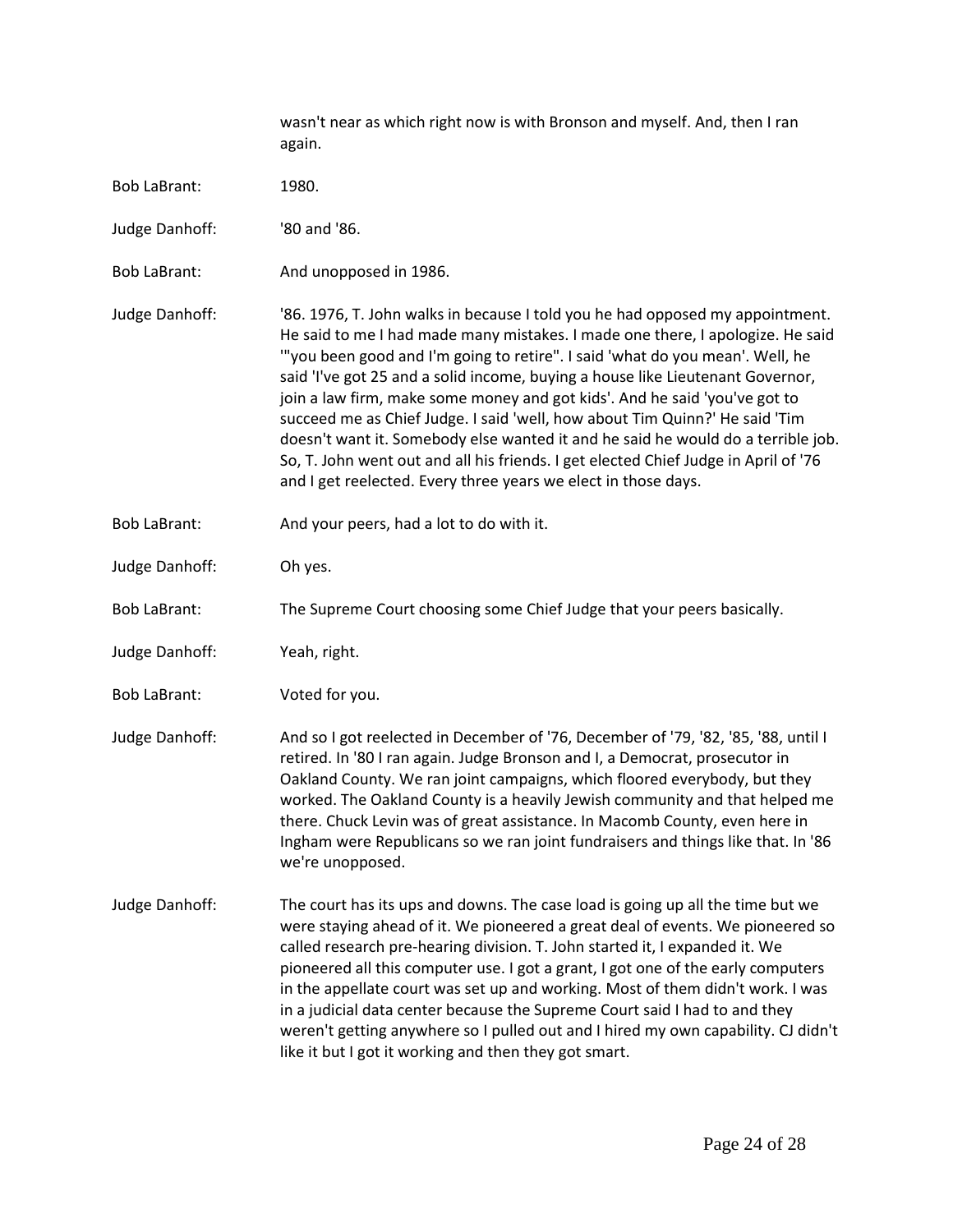wasn't near as which right now is with Bronson and myself. And, then I ran again.

Bob LaBrant: 1980.

Judge Danhoff: '80 and '86.

Bob LaBrant: And unopposed in 1986.

Judge Danhoff: '86. 1976, T. John walks in because I told you he had opposed my appointment. He said to me I had made many mistakes. I made one there, I apologize. He said '"you been good and I'm going to retire". I said 'what do you mean'. Well, he said 'I've got 25 and a solid income, buying a house like Lieutenant Governor, join a law firm, make some money and got kids'. And he said 'you've got to succeed me as Chief Judge. I said 'well, how about Tim Quinn?' He said 'Tim doesn't want it. Somebody else wanted it and he said he would do a terrible job. So, T. John went out and all his friends. I get elected Chief Judge in April of '76 and I get reelected. Every three years we elect in those days.

Bob LaBrant: And your peers, had a lot to do with it.

Judge Danhoff: Oh yes.

Bob LaBrant: The Supreme Court choosing some Chief Judge that your peers basically.

Judge Danhoff: Yeah, right.

Bob LaBrant: Voted for you.

Judge Danhoff: And so I got reelected in December of '76, December of '79, '82, '85, '88, until I retired. In '80 I ran again. Judge Bronson and I, a Democrat, prosecutor in Oakland County. We ran joint campaigns, which floored everybody, but they worked. The Oakland County is a heavily Jewish community and that helped me there. Chuck Levin was of great assistance. In Macomb County, even here in Ingham were Republicans so we ran joint fundraisers and things like that. In '86 we're unopposed.

Judge Danhoff: The court has its ups and downs. The case load is going up all the time but we were staying ahead of it. We pioneered a great deal of events. We pioneered so called research pre-hearing division. T. John started it, I expanded it. We pioneered all this computer use. I got a grant, I got one of the early computers in the appellate court was set up and working. Most of them didn't work. I was in a judicial data center because the Supreme Court said I had to and they weren't getting anywhere so I pulled out and I hired my own capability. CJ didn't like it but I got it working and then they got smart.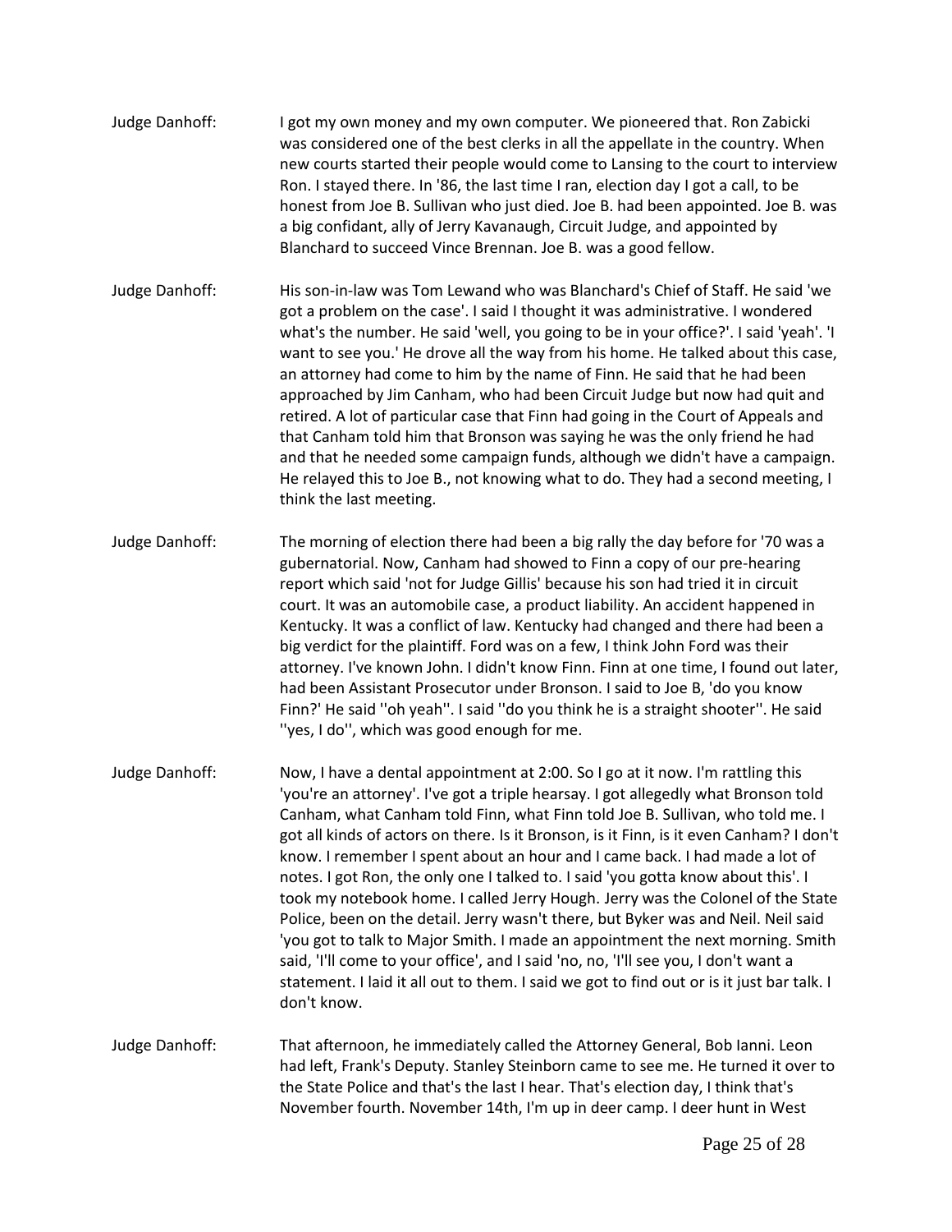Judge Danhoff: I got my own money and my own computer. We pioneered that. Ron Zabicki was considered one of the best clerks in all the appellate in the country. When new courts started their people would come to Lansing to the court to interview Ron. I stayed there. In '86, the last time I ran, election day I got a call, to be honest from Joe B. Sullivan who just died. Joe B. had been appointed. Joe B. was a big confidant, ally of Jerry Kavanaugh, Circuit Judge, and appointed by Blanchard to succeed Vince Brennan. Joe B. was a good fellow.

Judge Danhoff: His son-in-law was Tom Lewand who was Blanchard's Chief of Staff. He said 'we got a problem on the case'. I said I thought it was administrative. I wondered what's the number. He said 'well, you going to be in your office?'. I said 'yeah'. 'I want to see you.' He drove all the way from his home. He talked about this case, an attorney had come to him by the name of Finn. He said that he had been approached by Jim Canham, who had been Circuit Judge but now had quit and retired. A lot of particular case that Finn had going in the Court of Appeals and that Canham told him that Bronson was saying he was the only friend he had and that he needed some campaign funds, although we didn't have a campaign. He relayed this to Joe B., not knowing what to do. They had a second meeting, I think the last meeting.

Judge Danhoff: The morning of election there had been a big rally the day before for '70 was a gubernatorial. Now, Canham had showed to Finn a copy of our pre-hearing report which said 'not for Judge Gillis' because his son had tried it in circuit court. It was an automobile case, a product liability. An accident happened in Kentucky. It was a conflict of law. Kentucky had changed and there had been a big verdict for the plaintiff. Ford was on a few, I think John Ford was their attorney. I've known John. I didn't know Finn. Finn at one time, I found out later, had been Assistant Prosecutor under Bronson. I said to Joe B, 'do you know Finn?' He said ''oh yeah''. I said ''do you think he is a straight shooter''. He said ''yes, I do'', which was good enough for me.

Judge Danhoff: Now, I have a dental appointment at 2:00. So I go at it now. I'm rattling this 'you're an attorney'. I've got a triple hearsay. I got allegedly what Bronson told Canham, what Canham told Finn, what Finn told Joe B. Sullivan, who told me. I got all kinds of actors on there. Is it Bronson, is it Finn, is it even Canham? I don't know. I remember I spent about an hour and I came back. I had made a lot of notes. I got Ron, the only one I talked to. I said 'you gotta know about this'. I took my notebook home. I called Jerry Hough. Jerry was the Colonel of the State Police, been on the detail. Jerry wasn't there, but Byker was and Neil. Neil said 'you got to talk to Major Smith. I made an appointment the next morning. Smith said, 'I'll come to your office', and I said 'no, no, 'I'll see you, I don't want a statement. I laid it all out to them. I said we got to find out or is it just bar talk. I don't know.

Judge Danhoff: That afternoon, he immediately called the Attorney General, Bob Ianni. Leon had left, Frank's Deputy. Stanley Steinborn came to see me. He turned it over to the State Police and that's the last I hear. That's election day, I think that's November fourth. November 14th, I'm up in deer camp. I deer hunt in West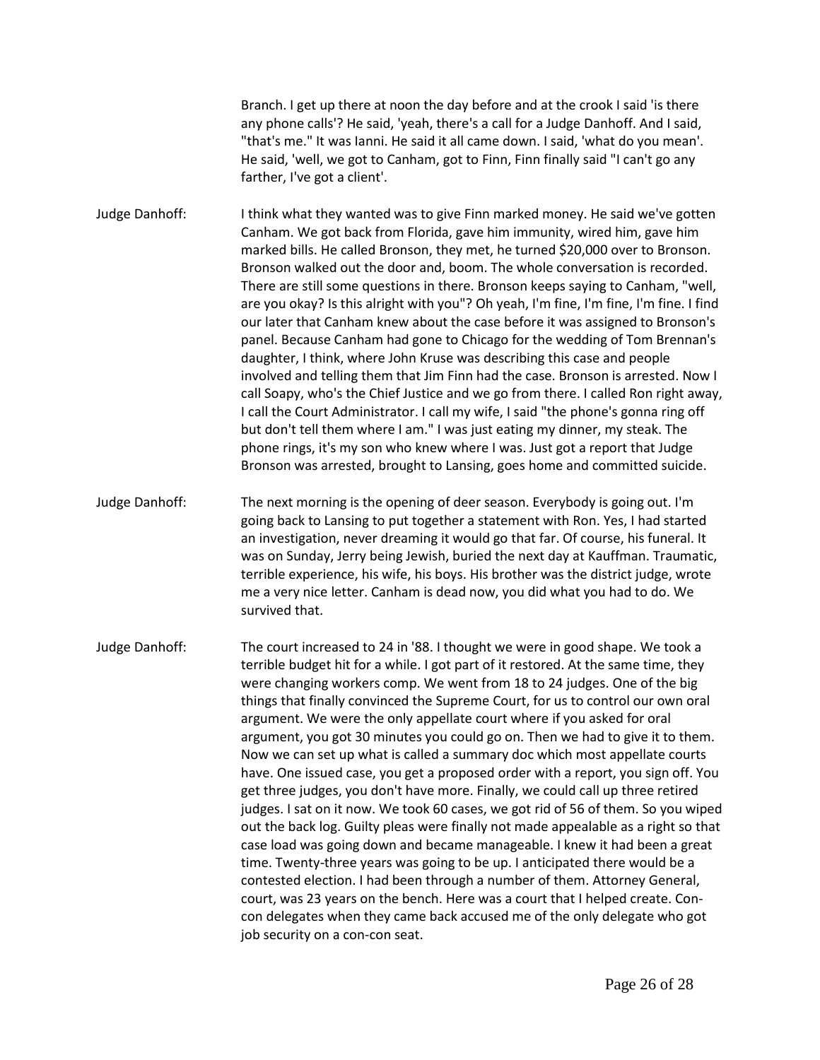Branch. I get up there at noon the day before and at the crook I said 'is there any phone calls'? He said, 'yeah, there's a call for a Judge Danhoff. And I said, "that's me." It was Ianni. He said it all came down. I said, 'what do you mean'. He said, 'well, we got to Canham, got to Finn, Finn finally said "I can't go any farther, I've got a client'.

Judge Danhoff: I think what they wanted was to give Finn marked money. He said we've gotten Canham. We got back from Florida, gave him immunity, wired him, gave him marked bills. He called Bronson, they met, he turned $20,000 over to Bronson. Bronson walked out the door and, boom. The whole conversation is recorded. There are still some questions in there. Bronson keeps saying to Canham, "well, are you okay? Is this alright with you"? Oh yeah, I'm fine, I'm fine, I'm fine. I find our later that Canham knew about the case before it was assigned to Bronson's panel. Because Canham had gone to Chicago for the wedding of Tom Brennan's daughter, I think, where John Kruse was describing this case and people involved and telling them that Jim Finn had the case. Bronson is arrested. Now I call Soapy, who's the Chief Justice and we go from there. I called Ron right away, I call the Court Administrator. I call my wife, I said "the phone's gonna ring off but don't tell them where I am." I was just eating my dinner, my steak. The phone rings, it's my son who knew where I was. Just got a report that Judge Bronson was arrested, brought to Lansing, goes home and committed suicide.

Judge Danhoff: The next morning is the opening of deer season. Everybody is going out. I'm going back to Lansing to put together a statement with Ron. Yes, I had started an investigation, never dreaming it would go that far. Of course, his funeral. It was on Sunday, Jerry being Jewish, buried the next day at Kauffman. Traumatic, terrible experience, his wife, his boys. His brother was the district judge, wrote me a very nice letter. Canham is dead now, you did what you had to do. We survived that.

Judge Danhoff: The court increased to 24 in '88. I thought we were in good shape. We took a terrible budget hit for a while. I got part of it restored. At the same time, they were changing workers comp. We went from 18 to 24 judges. One of the big things that finally convinced the Supreme Court, for us to control our own oral argument. We were the only appellate court where if you asked for oral argument, you got 30 minutes you could go on. Then we had to give it to them. Now we can set up what is called a summary doc which most appellate courts have. One issued case, you get a proposed order with a report, you sign off. You get three judges, you don't have more. Finally, we could call up three retired judges. I sat on it now. We took 60 cases, we got rid of 56 of them. So you wiped out the back log. Guilty pleas were finally not made appealable as a right so that case load was going down and became manageable. I knew it had been a great time. Twenty-three years was going to be up. I anticipated there would be a contested election. I had been through a number of them. Attorney General, court, was 23 years on the bench. Here was a court that I helped create. Con-con delegates when they came back accused me of the only delegate who got job security on a con-con seat.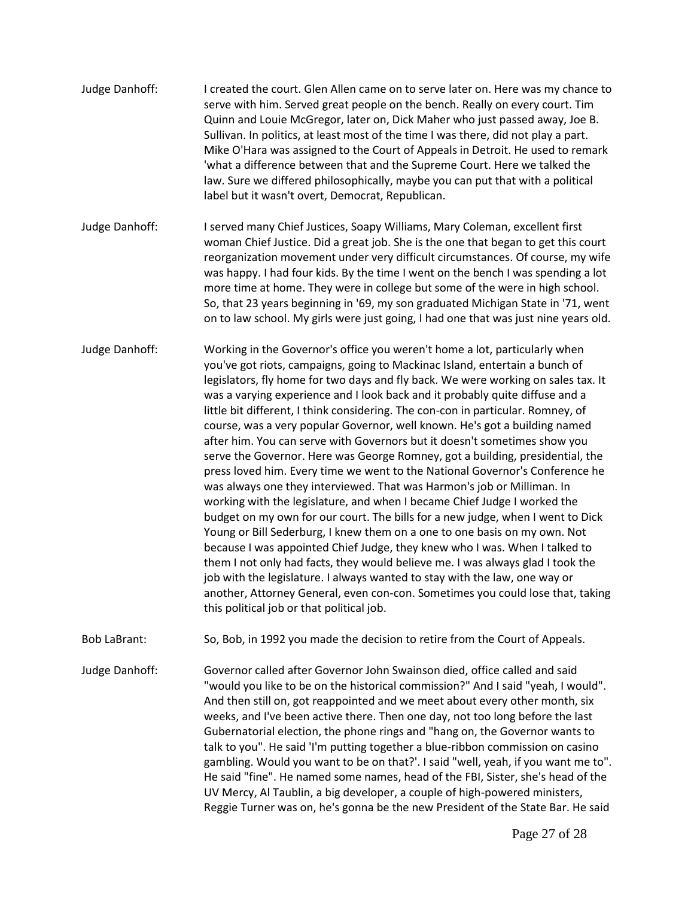**Judge Danhoff:** I created the court. Glen Allen came on to serve later on. Here was my chance to serve with him. Served great people on the bench. Really on every court. Tim Quinn and Louie McGregor, later on, Dick Maher who just passed away, Joe B. Sullivan. In politics, at least most of the time I was there, did not play a part. Mike O'Hara was assigned to the Court of Appeals in Detroit. He used to remark 'what a difference between that and the Supreme Court. Here we talked the law. Sure we differed philosophically, maybe you can put that with a political label but it wasn't overt, Democrat, Republican.

**Judge Danhoff:** I served many Chief Justices, Soapy Williams, Mary Coleman, excellent first woman Chief Justice. Did a great job. She is the one that began to get this court reorganization movement under very difficult circumstances. Of course, my wife was happy. I had four kids. By the time I went on the bench I was spending a lot more time at home. They were in college but some of the were in high school. So, that 23 years beginning in '69, my son graduated Michigan State in '71, went on to law school. My girls were just going, I had one that was just nine years old.

**Judge Danhoff:** Working in the Governor's office you weren't home a lot, particularly when you've got riots, campaigns, going to Mackinac Island, entertain a bunch of legislators, fly home for two days and fly back. We were working on sales tax. It was a varying experience and I look back and it probably quite diffuse and a little bit different, I think considering. The con-con in particular. Romney, of course, was a very popular Governor, well known. He's got a building named after him. You can serve with Governors but it doesn't sometimes show you serve the Governor. Here was George Romney, got a building, presidential, the press loved him. Every time we went to the National Governor's Conference he was always one they interviewed. That was Harmon's job or Milliman. In working with the legislature, and when I became Chief Judge I worked the budget on my own for our court. The bills for a new judge, when I went to Dick Young or Bill Sederburg, I knew them on a one to one basis on my own. Not because I was appointed Chief Judge, they knew who I was. When I talked to them I not only had facts, they would believe me. I was always glad I took the job with the legislature. I always wanted to stay with the law, one way or another, Attorney General, even con-con. Sometimes you could lose that, taking this political job or that political job.

**Bob LaBrant:** So, Bob, in 1992 you made the decision to retire from the Court of Appeals.

**Judge Danhoff:** Governor called after Governor John Swainson died, office called and said "would you like to be on the historical commission?" And I said "yeah, I would". And then still on, got reappointed and we meet about every other month, six weeks, and I've been active there. Then one day, not too long before the last Gubernatorial election, the phone rings and "hang on, the Governor wants to talk to you". He said 'I'm putting together a blue-ribbon commission on casino gambling. Would you want to be on that?'. I said "well, yeah, if you want me to". He said "fine". He named some names, head of the FBI, Sister, she's head of the UV Mercy, Al Taublin, a big developer, a couple of high-powered ministers, Reggie Turner was on, he's gonna be the new President of the State Bar. He said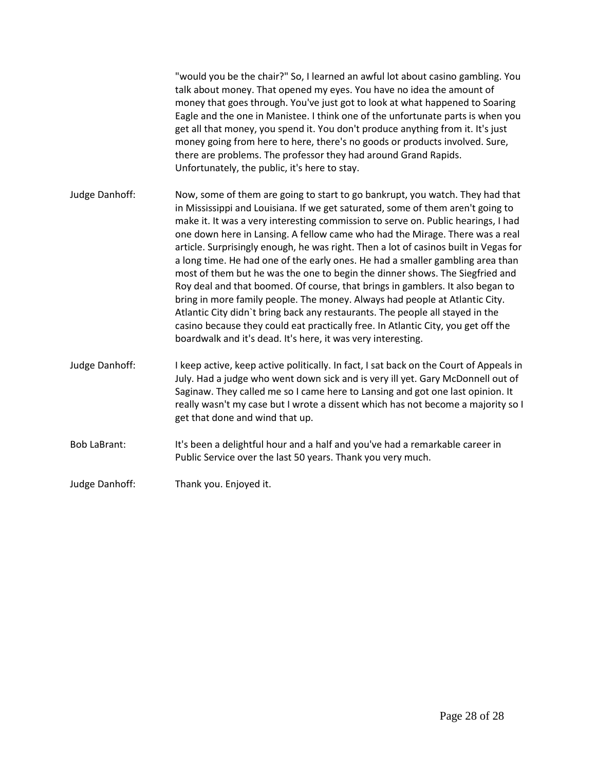"would you be the chair?" So, I learned an awful lot about casino gambling. You talk about money. That opened my eyes. You have no idea the amount of money that goes through. You've just got to look at what happened to Soaring Eagle and the one in Manistee. I think one of the unfortunate parts is when you get all that money, you spend it. You don't produce anything from it. It's just money going from here to here, there's no goods or products involved. Sure, there are problems. The professor they had around Grand Rapids. Unfortunately, the public, it's here to stay.

Judge Danhoff: Now, some of them are going to start to go bankrupt, you watch. They had that in Mississippi and Louisiana. If we get saturated, some of them aren't going to make it. It was a very interesting commission to serve on. Public hearings, I had one down here in Lansing. A fellow came who had the Mirage. There was a real article. Surprisingly enough, he was right. Then a lot of casinos built in Vegas for a long time. He had one of the early ones. He had a smaller gambling area than most of them but he was the one to begin the dinner shows. The Siegfried and Roy deal and that boomed. Of course, that brings in gamblers. It also began to bring in more family people. The money. Always had people at Atlantic City. Atlantic City didn`t bring back any restaurants. The people all stayed in the casino because they could eat practically free. In Atlantic City, you get off the boardwalk and it's dead. It's here, it was very interesting.

Judge Danhoff: I keep active, keep active politically. In fact, I sat back on the Court of Appeals in July. Had a judge who went down sick and is very ill yet. Gary McDonnell out of Saginaw. They called me so I came here to Lansing and got one last opinion. It really wasn't my case but I wrote a dissent which has not become a majority so I get that done and wind that up.

Bob LaBrant: It's been a delightful hour and a half and you've had a remarkable career in Public Service over the last 50 years. Thank you very much.

Judge Danhoff: Thank you. Enjoyed it.